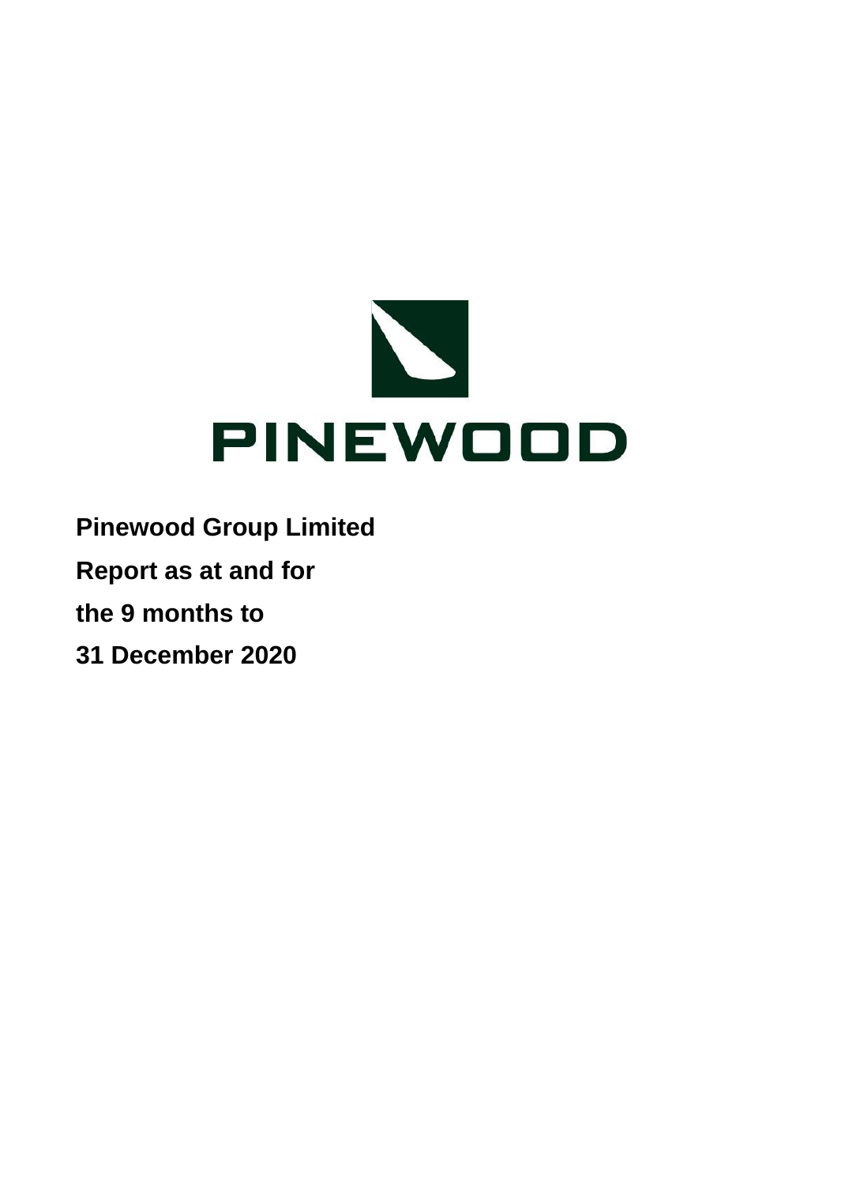PINEWOOD

**Pinewood Group Limited**

**Report as at and for**

**the 9 months to**

**31 December 2020**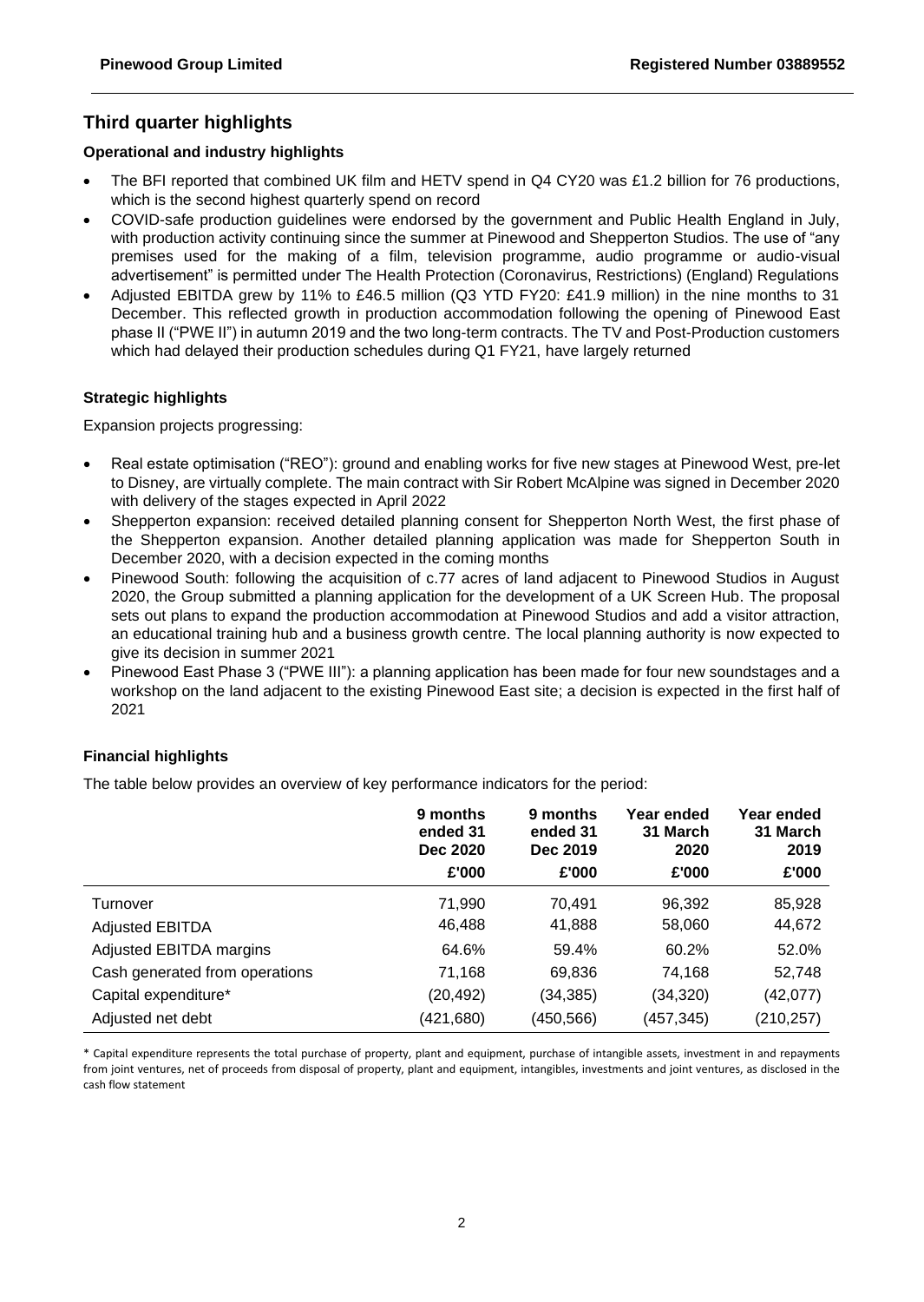## Third quarter highlights

### Operational and industry highlights

- The BFI reported that combined UK film and HETV spend in Q4 CY20 was £1.2 billion for 76 productions, which is the second highest quarterly spend on record
- COVID-safe production guidelines were endorsed by the government and Public Health England in July, with production activity continuing since the summer at Pinewood and Shepperton Studios. The use of "any premises used for the making of a film, television programme, audio programme or audio-visual advertisement" is permitted under The Health Protection (Coronavirus, Restrictions) (England) Regulations
- Adjusted EBITDA grew by 11% to £46.5 million (Q3 YTD FY20: £41.9 million) in the nine months to 31 December. This reflected growth in production accommodation following the opening of Pinewood East phase II ("PWE II") in autumn 2019 and the two long-term contracts. The TV and Post-Production customers which had delayed their production schedules during Q1 FY21, have largely returned

### Strategic highlights

Expansion projects progressing:

- Real estate optimisation ("REO"): ground and enabling works for five new stages at Pinewood West, pre-let to Disney, are virtually complete. The main contract with Sir Robert McAlpine was signed in December 2020 with delivery of the stages expected in April 2022
- Shepperton expansion: received detailed planning consent for Shepperton North West, the first phase of the Shepperton expansion. Another detailed planning application was made for Shepperton South in December 2020, with a decision expected in the coming months
- Pinewood South: following the acquisition of c.77 acres of land adjacent to Pinewood Studios in August 2020, the Group submitted a planning application for the development of a UK Screen Hub. The proposal sets out plans to expand the production accommodation at Pinewood Studios and add a visitor attraction, an educational training hub and a business growth centre. The local planning authority is now expected to give its decision in summer 2021
- Pinewood East Phase 3 ("PWE III"): a planning application has been made for four new soundstages and a workshop on the land adjacent to the existing Pinewood East site; a decision is expected in the first half of 2021

### Financial highlights

The table below provides an overview of key performance indicators for the period:

| | 9 months ended 31 Dec 2020 £'000 | 9 months ended 31 Dec 2019 £'000 | Year ended 31 March 2020 £'000 | Year ended 31 March 2019 £'000 |
|---|---|---|---|---|
| Turnover | 71,990 | 70,491 | 96,392 | 85,928 |
| Adjusted EBITDA | 46,488 | 41,888 | 58,060 | 44,672 |
| Adjusted EBITDA margins | 64.6% | 59.4% | 60.2% | 52.0% |
| Cash generated from operations | 71,168 | 69,836 | 74,168 | 52,748 |
| Capital expenditure* | (20,492) | (34,385) | (34,320) | (42,077) |
| Adjusted net debt | (421,680) | (450,566) | (457,345) | (210,257) |

* Capital expenditure represents the total purchase of property, plant and equipment, purchase of intangible assets, investment in and repayments from joint ventures, net of proceeds from disposal of property, plant and equipment, intangibles, investments and joint ventures, as disclosed in the cash flow statement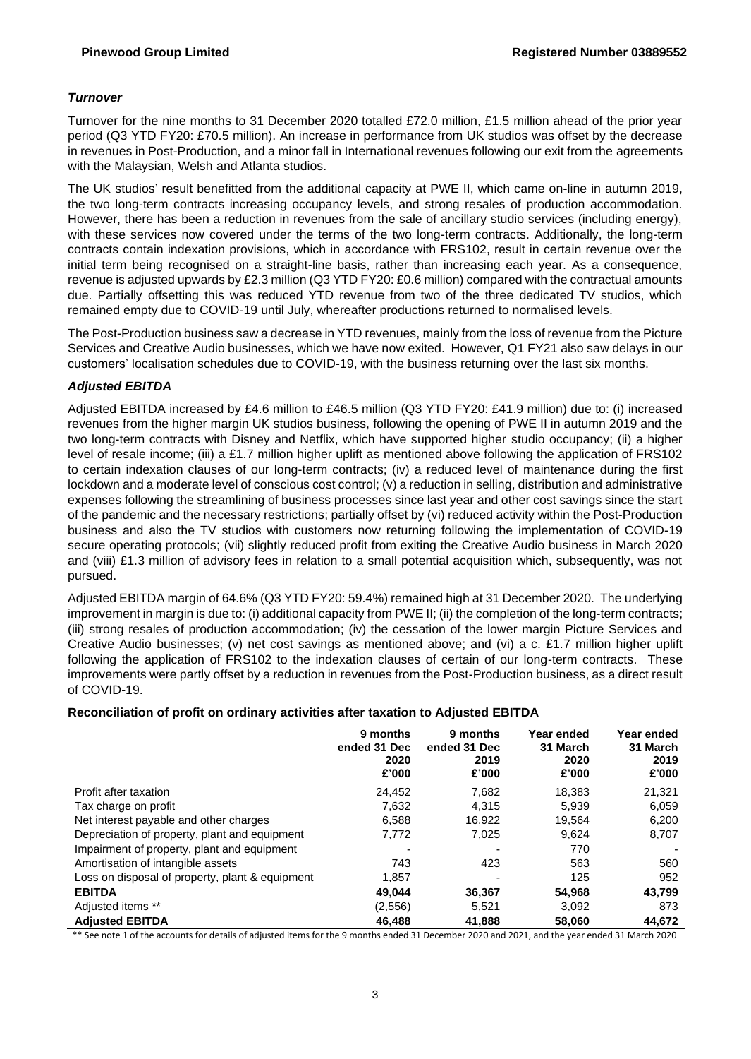### *Turnover*

Turnover for the nine months to 31 December 2020 totalled £72.0 million, £1.5 million ahead of the prior year period (Q3 YTD FY20: £70.5 million). An increase in performance from UK studios was offset by the decrease in revenues in Post-Production, and a minor fall in International revenues following our exit from the agreements with the Malaysian, Welsh and Atlanta studios.

The UK studios' result benefitted from the additional capacity at PWE II, which came on-line in autumn 2019, the two long-term contracts increasing occupancy levels, and strong resales of production accommodation. However, there has been a reduction in revenues from the sale of ancillary studio services (including energy), with these services now covered under the terms of the two long-term contracts. Additionally, the long-term contracts contain indexation provisions, which in accordance with FRS102, result in certain revenue over the initial term being recognised on a straight-line basis, rather than increasing each year. As a consequence, revenue is adjusted upwards by £2.3 million (Q3 YTD FY20: £0.6 million) compared with the contractual amounts due. Partially offsetting this was reduced YTD revenue from two of the three dedicated TV studios, which remained empty due to COVID-19 until July, whereafter productions returned to normalised levels.

The Post-Production business saw a decrease in YTD revenues, mainly from the loss of revenue from the Picture Services and Creative Audio businesses, which we have now exited. However, Q1 FY21 also saw delays in our customers' localisation schedules due to COVID-19, with the business returning over the last six months.

### *Adjusted EBITDA*

Adjusted EBITDA increased by £4.6 million to £46.5 million (Q3 YTD FY20: £41.9 million) due to: (i) increased revenues from the higher margin UK studios business, following the opening of PWE II in autumn 2019 and the two long-term contracts with Disney and Netflix, which have supported higher studio occupancy; (ii) a higher level of resale income; (iii) a £1.7 million higher uplift as mentioned above following the application of FRS102 to certain indexation clauses of our long-term contracts; (iv) a reduced level of maintenance during the first lockdown and a moderate level of conscious cost control; (v) a reduction in selling, distribution and administrative expenses following the streamlining of business processes since last year and other cost savings since the start of the pandemic and the necessary restrictions; partially offset by (vi) reduced activity within the Post-Production business and also the TV studios with customers now returning following the implementation of COVID-19 secure operating protocols; (vii) slightly reduced profit from exiting the Creative Audio business in March 2020 and (viii) £1.3 million of advisory fees in relation to a small potential acquisition which, subsequently, was not pursued.

Adjusted EBITDA margin of 64.6% (Q3 YTD FY20: 59.4%) remained high at 31 December 2020. The underlying improvement in margin is due to: (i) additional capacity from PWE II; (ii) the completion of the long-term contracts; (iii) strong resales of production accommodation; (iv) the cessation of the lower margin Picture Services and Creative Audio businesses; (v) net cost savings as mentioned above; and (vi) a c. £1.7 million higher uplift following the application of FRS102 to the indexation clauses of certain of our long-term contracts. These improvements were partly offset by a reduction in revenues from the Post-Production business, as a direct result of COVID-19.

**Reconciliation of profit on ordinary activities after taxation to Adjusted EBITDA**

| | 9 months ended 31 Dec 2020 £'000 | 9 months ended 31 Dec 2019 £'000 | Year ended 31 March 2020 £'000 | Year ended 31 March 2019 £'000 |
|---|---|---|---|---|
| Profit after taxation | 24,452 | 7,682 | 18,383 | 21,321 |
| Tax charge on profit | 7,632 | 4,315 | 5,939 | 6,059 |
| Net interest payable and other charges | 6,588 | 16,922 | 19,564 | 6,200 |
| Depreciation of property, plant and equipment | 7,772 | 7,025 | 9,624 | 8,707 |
| Impairment of property, plant and equipment | - | - | 770 | - |
| Amortisation of intangible assets | 743 | 423 | 563 | 560 |
| Loss on disposal of property, plant & equipment | 1,857 | - | 125 | 952 |
| **EBITDA** | **49,044** | **36,367** | **54,968** | **43,799** |
| Adjusted items ** | (2,556) | 5,521 | 3,092 | 873 |
| **Adjusted EBITDA** | **46,488** | **41,888** | **58,060** | **44,672** |

** See note 1 of the accounts for details of adjusted items for the 9 months ended 31 December 2020 and 2021, and the year ended 31 March 2020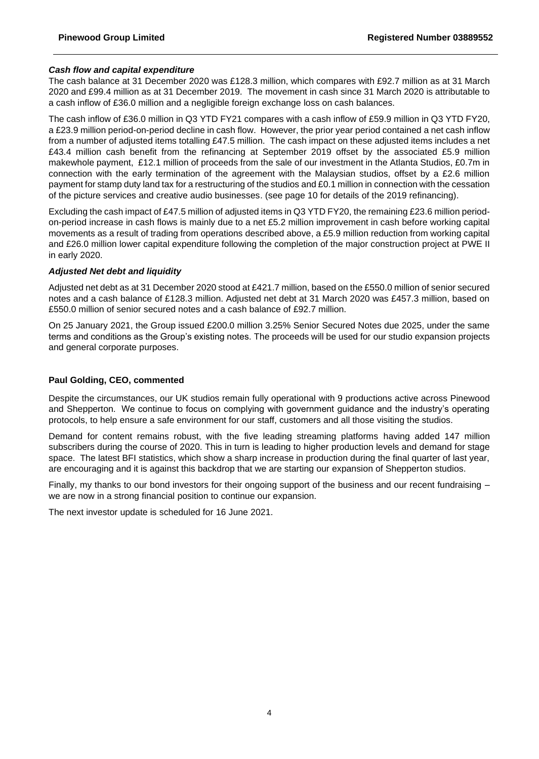### *Cash flow and capital expenditure*

The cash balance at 31 December 2020 was £128.3 million, which compares with £92.7 million as at 31 March 2020 and £99.4 million as at 31 December 2019. The movement in cash since 31 March 2020 is attributable to a cash inflow of £36.0 million and a negligible foreign exchange loss on cash balances.

The cash inflow of £36.0 million in Q3 YTD FY21 compares with a cash inflow of £59.9 million in Q3 YTD FY20, a £23.9 million period-on-period decline in cash flow. However, the prior year period contained a net cash inflow from a number of adjusted items totalling £47.5 million. The cash impact on these adjusted items includes a net £43.4 million cash benefit from the refinancing at September 2019 offset by the associated £5.9 million makewhole payment, £12.1 million of proceeds from the sale of our investment in the Atlanta Studios, £0.7m in connection with the early termination of the agreement with the Malaysian studios, offset by a £2.6 million payment for stamp duty land tax for a restructuring of the studios and £0.1 million in connection with the cessation of the picture services and creative audio businesses. (see page 10 for details of the 2019 refinancing).

Excluding the cash impact of £47.5 million of adjusted items in Q3 YTD FY20, the remaining £23.6 million period-on-period increase in cash flows is mainly due to a net £5.2 million improvement in cash before working capital movements as a result of trading from operations described above, a £5.9 million reduction from working capital and £26.0 million lower capital expenditure following the completion of the major construction project at PWE II in early 2020.

### *Adjusted Net debt and liquidity*

Adjusted net debt as at 31 December 2020 stood at £421.7 million, based on the £550.0 million of senior secured notes and a cash balance of £128.3 million. Adjusted net debt at 31 March 2020 was £457.3 million, based on £550.0 million of senior secured notes and a cash balance of £92.7 million.

On 25 January 2021, the Group issued £200.0 million 3.25% Senior Secured Notes due 2025, under the same terms and conditions as the Group's existing notes. The proceeds will be used for our studio expansion projects and general corporate purposes.

### Paul Golding, CEO, commented

Despite the circumstances, our UK studios remain fully operational with 9 productions active across Pinewood and Shepperton. We continue to focus on complying with government guidance and the industry's operating protocols, to help ensure a safe environment for our staff, customers and all those visiting the studios.

Demand for content remains robust, with the five leading streaming platforms having added 147 million subscribers during the course of 2020. This in turn is leading to higher production levels and demand for stage space. The latest BFI statistics, which show a sharp increase in production during the final quarter of last year, are encouraging and it is against this backdrop that we are starting our expansion of Shepperton studios.

Finally, my thanks to our bond investors for their ongoing support of the business and our recent fundraising – we are now in a strong financial position to continue our expansion.

The next investor update is scheduled for 16 June 2021.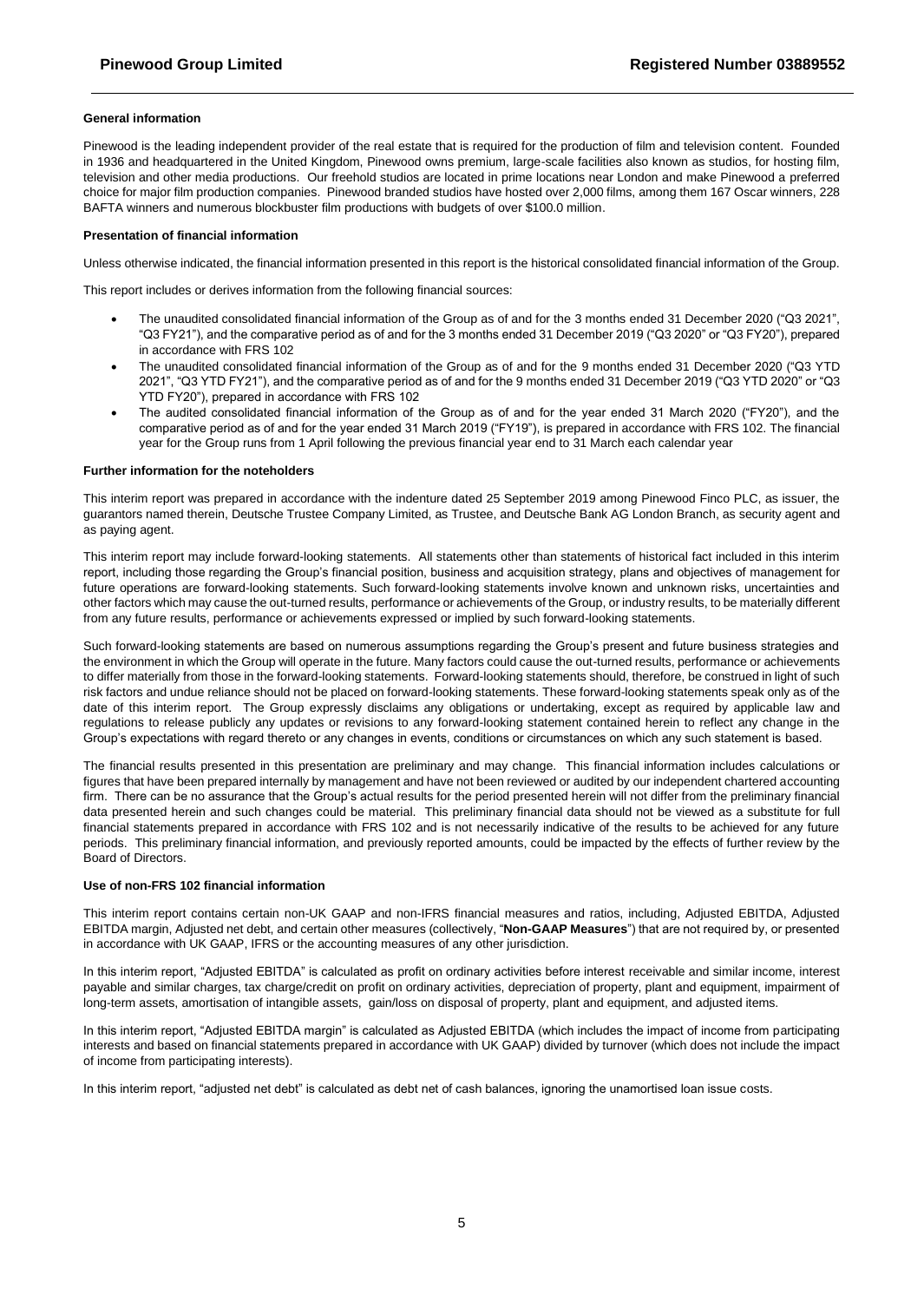### General information

Pinewood is the leading independent provider of the real estate that is required for the production of film and television content. Founded in 1936 and headquartered in the United Kingdom, Pinewood owns premium, large-scale facilities also known as studios, for hosting film, television and other media productions. Our freehold studios are located in prime locations near London and make Pinewood a preferred choice for major film production companies. Pinewood branded studios have hosted over 2,000 films, among them 167 Oscar winners, 228 BAFTA winners and numerous blockbuster film productions with budgets of over $100.0 million.

### Presentation of financial information

Unless otherwise indicated, the financial information presented in this report is the historical consolidated financial information of the Group.

This report includes or derives information from the following financial sources:

- The unaudited consolidated financial information of the Group as of and for the 3 months ended 31 December 2020 ("Q3 2021", "Q3 FY21"), and the comparative period as of and for the 3 months ended 31 December 2019 ("Q3 2020" or "Q3 FY20"), prepared in accordance with FRS 102
- The unaudited consolidated financial information of the Group as of and for the 9 months ended 31 December 2020 ("Q3 YTD 2021", "Q3 YTD FY21"), and the comparative period as of and for the 9 months ended 31 December 2019 ("Q3 YTD 2020" or "Q3 YTD FY20"), prepared in accordance with FRS 102
- The audited consolidated financial information of the Group as of and for the year ended 31 March 2020 ("FY20"), and the comparative period as of and for the year ended 31 March 2019 ("FY19"), is prepared in accordance with FRS 102. The financial year for the Group runs from 1 April following the previous financial year end to 31 March each calendar year

### Further information for the noteholders

This interim report was prepared in accordance with the indenture dated 25 September 2019 among Pinewood Finco PLC, as issuer, the guarantors named therein, Deutsche Trustee Company Limited, as Trustee, and Deutsche Bank AG London Branch, as security agent and as paying agent.

This interim report may include forward-looking statements. All statements other than statements of historical fact included in this interim report, including those regarding the Group's financial position, business and acquisition strategy, plans and objectives of management for future operations are forward-looking statements. Such forward-looking statements involve known and unknown risks, uncertainties and other factors which may cause the out-turned results, performance or achievements of the Group, or industry results, to be materially different from any future results, performance or achievements expressed or implied by such forward-looking statements.

Such forward-looking statements are based on numerous assumptions regarding the Group's present and future business strategies and the environment in which the Group will operate in the future. Many factors could cause the out-turned results, performance or achievements to differ materially from those in the forward-looking statements. Forward-looking statements should, therefore, be construed in light of such risk factors and undue reliance should not be placed on forward-looking statements. These forward-looking statements speak only as of the date of this interim report. The Group expressly disclaims any obligations or undertaking, except as required by applicable law and regulations to release publicly any updates or revisions to any forward-looking statement contained herein to reflect any change in the Group's expectations with regard thereto or any changes in events, conditions or circumstances on which any such statement is based.

The financial results presented in this presentation are preliminary and may change. This financial information includes calculations or figures that have been prepared internally by management and have not been reviewed or audited by our independent chartered accounting firm. There can be no assurance that the Group's actual results for the period presented herein will not differ from the preliminary financial data presented herein and such changes could be material. This preliminary financial data should not be viewed as a substitute for full financial statements prepared in accordance with FRS 102 and is not necessarily indicative of the results to be achieved for any future periods. This preliminary financial information, and previously reported amounts, could be impacted by the effects of further review by the Board of Directors.

### Use of non-FRS 102 financial information

This interim report contains certain non-UK GAAP and non-IFRS financial measures and ratios, including, Adjusted EBITDA, Adjusted EBITDA margin, Adjusted net debt, and certain other measures (collectively, "**Non-GAAP Measures**") that are not required by, or presented in accordance with UK GAAP, IFRS or the accounting measures of any other jurisdiction.

In this interim report, "Adjusted EBITDA" is calculated as profit on ordinary activities before interest receivable and similar income, interest payable and similar charges, tax charge/credit on profit on ordinary activities, depreciation of property, plant and equipment, impairment of long-term assets, amortisation of intangible assets, gain/loss on disposal of property, plant and equipment, and adjusted items.

In this interim report, "Adjusted EBITDA margin" is calculated as Adjusted EBITDA (which includes the impact of income from participating interests and based on financial statements prepared in accordance with UK GAAP) divided by turnover (which does not include the impact of income from participating interests).

In this interim report, "adjusted net debt" is calculated as debt net of cash balances, ignoring the unamortised loan issue costs.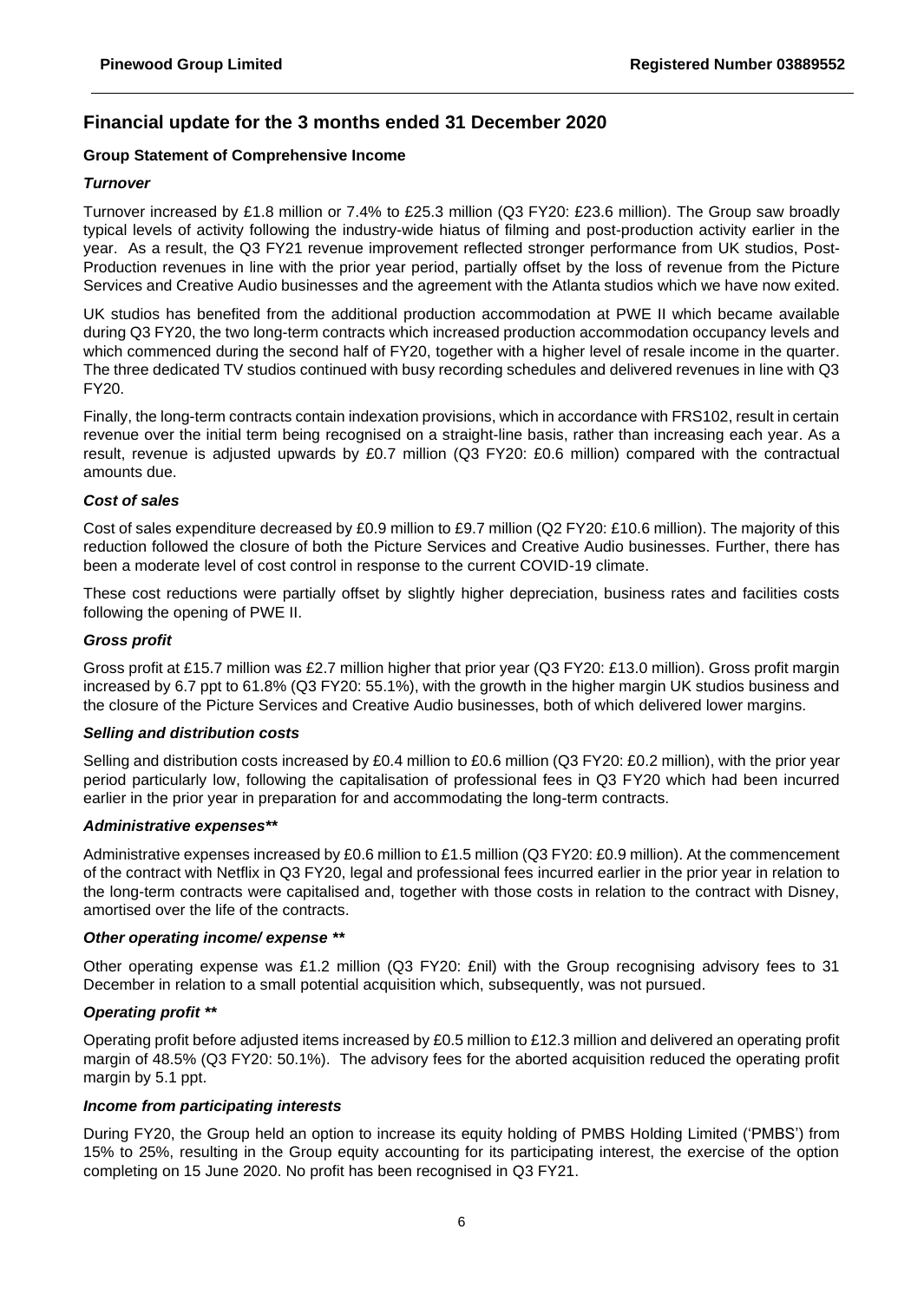## Financial update for the 3 months ended 31 December 2020

### Group Statement of Comprehensive Income

***Turnover***

Turnover increased by £1.8 million or 7.4% to £25.3 million (Q3 FY20: £23.6 million). The Group saw broadly typical levels of activity following the industry-wide hiatus of filming and post-production activity earlier in the year. As a result, the Q3 FY21 revenue improvement reflected stronger performance from UK studios, Post-Production revenues in line with the prior year period, partially offset by the loss of revenue from the Picture Services and Creative Audio businesses and the agreement with the Atlanta studios which we have now exited.

UK studios has benefited from the additional production accommodation at PWE II which became available during Q3 FY20, the two long-term contracts which increased production accommodation occupancy levels and which commenced during the second half of FY20, together with a higher level of resale income in the quarter. The three dedicated TV studios continued with busy recording schedules and delivered revenues in line with Q3 FY20.

Finally, the long-term contracts contain indexation provisions, which in accordance with FRS102, result in certain revenue over the initial term being recognised on a straight-line basis, rather than increasing each year. As a result, revenue is adjusted upwards by £0.7 million (Q3 FY20: £0.6 million) compared with the contractual amounts due.

***Cost of sales***

Cost of sales expenditure decreased by £0.9 million to £9.7 million (Q2 FY20: £10.6 million). The majority of this reduction followed the closure of both the Picture Services and Creative Audio businesses. Further, there has been a moderate level of cost control in response to the current COVID-19 climate.

These cost reductions were partially offset by slightly higher depreciation, business rates and facilities costs following the opening of PWE II.

***Gross profit***

Gross profit at £15.7 million was £2.7 million higher that prior year (Q3 FY20: £13.0 million). Gross profit margin increased by 6.7 ppt to 61.8% (Q3 FY20: 55.1%), with the growth in the higher margin UK studios business and the closure of the Picture Services and Creative Audio businesses, both of which delivered lower margins.

***Selling and distribution costs***

Selling and distribution costs increased by £0.4 million to £0.6 million (Q3 FY20: £0.2 million), with the prior year period particularly low, following the capitalisation of professional fees in Q3 FY20 which had been incurred earlier in the prior year in preparation for and accommodating the long-term contracts.

***Administrative expenses\*\****

Administrative expenses increased by £0.6 million to £1.5 million (Q3 FY20: £0.9 million). At the commencement of the contract with Netflix in Q3 FY20, legal and professional fees incurred earlier in the prior year in relation to the long-term contracts were capitalised and, together with those costs in relation to the contract with Disney, amortised over the life of the contracts.

***Other operating income/ expense \*\****

Other operating expense was £1.2 million (Q3 FY20: £nil) with the Group recognising advisory fees to 31 December in relation to a small potential acquisition which, subsequently, was not pursued.

***Operating profit \*\****

Operating profit before adjusted items increased by £0.5 million to £12.3 million and delivered an operating profit margin of 48.5% (Q3 FY20: 50.1%). The advisory fees for the aborted acquisition reduced the operating profit margin by 5.1 ppt.

***Income from participating interests***

During FY20, the Group held an option to increase its equity holding of PMBS Holding Limited ('PMBS') from 15% to 25%, resulting in the Group equity accounting for its participating interest, the exercise of the option completing on 15 June 2020. No profit has been recognised in Q3 FY21.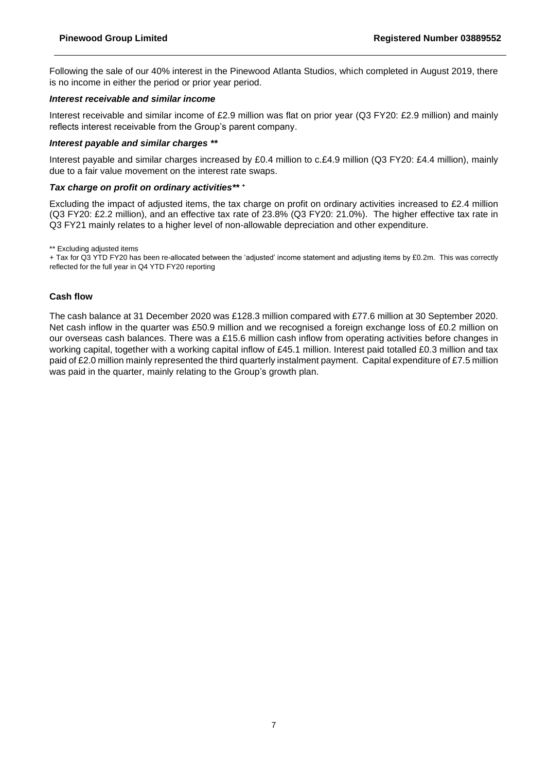Following the sale of our 40% interest in the Pinewood Atlanta Studios, which completed in August 2019, there is no income in either the period or prior year period.

***Interest receivable and similar income***

Interest receivable and similar income of £2.9 million was flat on prior year (Q3 FY20: £2.9 million) and mainly reflects interest receivable from the Group's parent company.

***Interest payable and similar charges \*\****

Interest payable and similar charges increased by £0.4 million to c.£4.9 million (Q3 FY20: £4.4 million), mainly due to a fair value movement on the interest rate swaps.

***Tax charge on profit on ordinary activities\*\* +***

Excluding the impact of adjusted items, the tax charge on profit on ordinary activities increased to £2.4 million (Q3 FY20: £2.2 million), and an effective tax rate of 23.8% (Q3 FY20: 21.0%). The higher effective tax rate in Q3 FY21 mainly relates to a higher level of non-allowable depreciation and other expenditure.

** Excluding adjusted items

+ Tax for Q3 YTD FY20 has been re-allocated between the 'adjusted' income statement and adjusting items by £0.2m. This was correctly reflected for the full year in Q4 YTD FY20 reporting

**Cash flow**

The cash balance at 31 December 2020 was £128.3 million compared with £77.6 million at 30 September 2020. Net cash inflow in the quarter was £50.9 million and we recognised a foreign exchange loss of £0.2 million on our overseas cash balances. There was a £15.6 million cash inflow from operating activities before changes in working capital, together with a working capital inflow of £45.1 million. Interest paid totalled £0.3 million and tax paid of £2.0 million mainly represented the third quarterly instalment payment. Capital expenditure of £7.5 million was paid in the quarter, mainly relating to the Group's growth plan.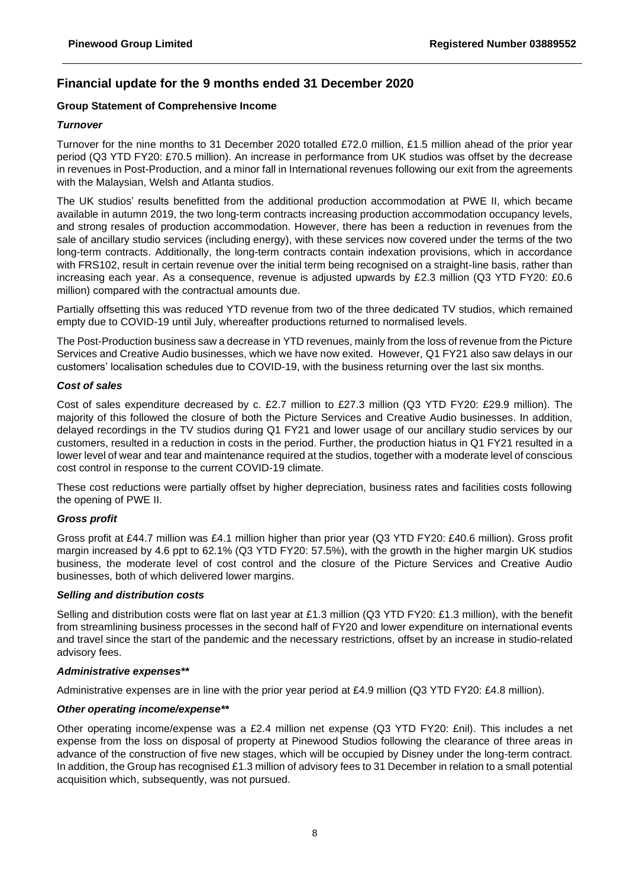# Financial update for the 9 months ended 31 December 2020

### Group Statement of Comprehensive Income

#### *Turnover*

Turnover for the nine months to 31 December 2020 totalled £72.0 million, £1.5 million ahead of the prior year period (Q3 YTD FY20: £70.5 million). An increase in performance from UK studios was offset by the decrease in revenues in Post-Production, and a minor fall in International revenues following our exit from the agreements with the Malaysian, Welsh and Atlanta studios.

The UK studios' results benefitted from the additional production accommodation at PWE II, which became available in autumn 2019, the two long-term contracts increasing production accommodation occupancy levels, and strong resales of production accommodation. However, there has been a reduction in revenues from the sale of ancillary studio services (including energy), with these services now covered under the terms of the two long-term contracts. Additionally, the long-term contracts contain indexation provisions, which in accordance with FRS102, result in certain revenue over the initial term being recognised on a straight-line basis, rather than increasing each year. As a consequence, revenue is adjusted upwards by £2.3 million (Q3 YTD FY20: £0.6 million) compared with the contractual amounts due.

Partially offsetting this was reduced YTD revenue from two of the three dedicated TV studios, which remained empty due to COVID-19 until July, whereafter productions returned to normalised levels.

The Post-Production business saw a decrease in YTD revenues, mainly from the loss of revenue from the Picture Services and Creative Audio businesses, which we have now exited. However, Q1 FY21 also saw delays in our customers' localisation schedules due to COVID-19, with the business returning over the last six months.

#### *Cost of sales*

Cost of sales expenditure decreased by c. £2.7 million to £27.3 million (Q3 YTD FY20: £29.9 million). The majority of this followed the closure of both the Picture Services and Creative Audio businesses. In addition, delayed recordings in the TV studios during Q1 FY21 and lower usage of our ancillary studio services by our customers, resulted in a reduction in costs in the period. Further, the production hiatus in Q1 FY21 resulted in a lower level of wear and tear and maintenance required at the studios, together with a moderate level of conscious cost control in response to the current COVID-19 climate.

These cost reductions were partially offset by higher depreciation, business rates and facilities costs following the opening of PWE II.

#### *Gross profit*

Gross profit at £44.7 million was £4.1 million higher than prior year (Q3 YTD FY20: £40.6 million). Gross profit margin increased by 4.6 ppt to 62.1% (Q3 YTD FY20: 57.5%), with the growth in the higher margin UK studios business, the moderate level of cost control and the closure of the Picture Services and Creative Audio businesses, both of which delivered lower margins.

#### *Selling and distribution costs*

Selling and distribution costs were flat on last year at £1.3 million (Q3 YTD FY20: £1.3 million), with the benefit from streamlining business processes in the second half of FY20 and lower expenditure on international events and travel since the start of the pandemic and the necessary restrictions, offset by an increase in studio-related advisory fees.

#### *Administrative expenses***

Administrative expenses are in line with the prior year period at £4.9 million (Q3 YTD FY20: £4.8 million).

#### *Other operating income/expense***

Other operating income/expense was a £2.4 million net expense (Q3 YTD FY20: £nil). This includes a net expense from the loss on disposal of property at Pinewood Studios following the clearance of three areas in advance of the construction of five new stages, which will be occupied by Disney under the long-term contract. In addition, the Group has recognised £1.3 million of advisory fees to 31 December in relation to a small potential acquisition which, subsequently, was not pursued.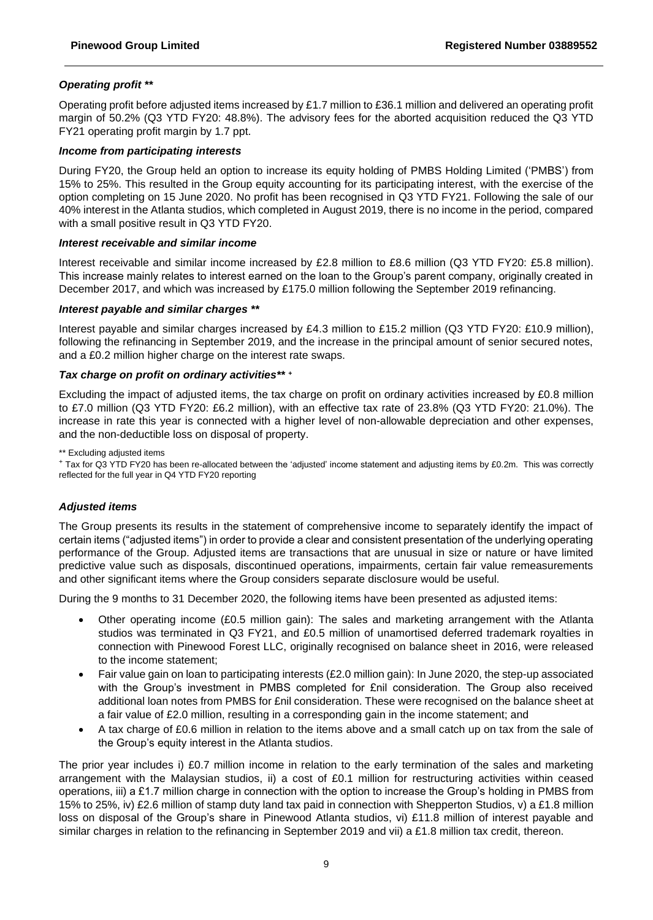### *Operating profit ***

Operating profit before adjusted items increased by £1.7 million to £36.1 million and delivered an operating profit margin of 50.2% (Q3 YTD FY20: 48.8%). The advisory fees for the aborted acquisition reduced the Q3 YTD FY21 operating profit margin by 1.7 ppt.

### *Income from participating interests*

During FY20, the Group held an option to increase its equity holding of PMBS Holding Limited ('PMBS') from 15% to 25%. This resulted in the Group equity accounting for its participating interest, with the exercise of the option completing on 15 June 2020. No profit has been recognised in Q3 YTD FY21. Following the sale of our 40% interest in the Atlanta studios, which completed in August 2019, there is no income in the period, compared with a small positive result in Q3 YTD FY20.

### *Interest receivable and similar income*

Interest receivable and similar income increased by £2.8 million to £8.6 million (Q3 YTD FY20: £5.8 million). This increase mainly relates to interest earned on the loan to the Group's parent company, originally created in December 2017, and which was increased by £175.0 million following the September 2019 refinancing.

### *Interest payable and similar charges ***

Interest payable and similar charges increased by £4.3 million to £15.2 million (Q3 YTD FY20: £10.9 million), following the refinancing in September 2019, and the increase in the principal amount of senior secured notes, and a £0.2 million higher charge on the interest rate swaps.

### *Tax charge on profit on ordinary activities*** [+]

Excluding the impact of adjusted items, the tax charge on profit on ordinary activities increased by £0.8 million to £7.0 million (Q3 YTD FY20: £6.2 million), with an effective tax rate of 23.8% (Q3 YTD FY20: 21.0%). The increase in rate this year is connected with a higher level of non-allowable depreciation and other expenses, and the non-deductible loss on disposal of property.

** Excluding adjusted items

[+] Tax for Q3 YTD FY20 has been re-allocated between the 'adjusted' income statement and adjusting items by £0.2m. This was correctly reflected for the full year in Q4 YTD FY20 reporting

### *Adjusted items*

The Group presents its results in the statement of comprehensive income to separately identify the impact of certain items ("adjusted items") in order to provide a clear and consistent presentation of the underlying operating performance of the Group. Adjusted items are transactions that are unusual in size or nature or have limited predictive value such as disposals, discontinued operations, impairments, certain fair value remeasurements and other significant items where the Group considers separate disclosure would be useful.

During the 9 months to 31 December 2020, the following items have been presented as adjusted items:

- Other operating income (£0.5 million gain): The sales and marketing arrangement with the Atlanta studios was terminated in Q3 FY21, and £0.5 million of unamortised deferred trademark royalties in connection with Pinewood Forest LLC, originally recognised on balance sheet in 2016, were released to the income statement;
- Fair value gain on loan to participating interests (£2.0 million gain): In June 2020, the step-up associated with the Group's investment in PMBS completed for £nil consideration. The Group also received additional loan notes from PMBS for £nil consideration. These were recognised on the balance sheet at a fair value of £2.0 million, resulting in a corresponding gain in the income statement; and
- A tax charge of £0.6 million in relation to the items above and a small catch up on tax from the sale of the Group's equity interest in the Atlanta studios.

The prior year includes i) £0.7 million income in relation to the early termination of the sales and marketing arrangement with the Malaysian studios, ii) a cost of £0.1 million for restructuring activities within ceased operations, iii) a £1.7 million charge in connection with the option to increase the Group's holding in PMBS from 15% to 25%, iv) £2.6 million of stamp duty land tax paid in connection with Shepperton Studios, v) a £1.8 million loss on disposal of the Group's share in Pinewood Atlanta studios, vi) £11.8 million of interest payable and similar charges in relation to the refinancing in September 2019 and vii) a £1.8 million tax credit, thereon.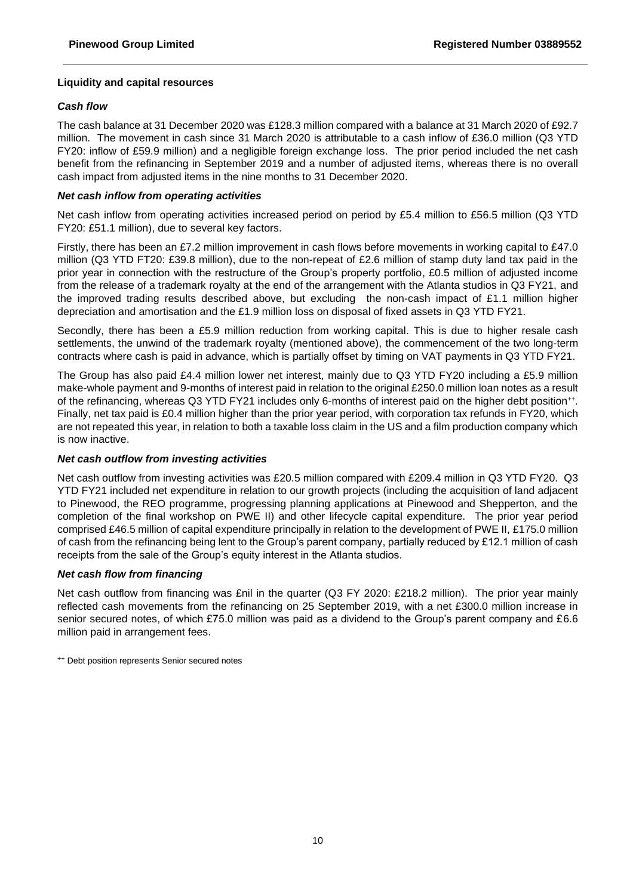**Liquidity and capital resources**

***Cash flow***

The cash balance at 31 December 2020 was £128.3 million compared with a balance at 31 March 2020 of £92.7 million. The movement in cash since 31 March 2020 is attributable to a cash inflow of £36.0 million (Q3 YTD FY20: inflow of £59.9 million) and a negligible foreign exchange loss. The prior period included the net cash benefit from the refinancing in September 2019 and a number of adjusted items, whereas there is no overall cash impact from adjusted items in the nine months to 31 December 2020.

***Net cash inflow from operating activities***

Net cash inflow from operating activities increased period on period by £5.4 million to £56.5 million (Q3 YTD FY20: £51.1 million), due to several key factors.

Firstly, there has been an £7.2 million improvement in cash flows before movements in working capital to £47.0 million (Q3 YTD FT20: £39.8 million), due to the non-repeat of £2.6 million of stamp duty land tax paid in the prior year in connection with the restructure of the Group's property portfolio, £0.5 million of adjusted income from the release of a trademark royalty at the end of the arrangement with the Atlanta studios in Q3 FY21, and the improved trading results described above, but excluding the non-cash impact of £1.1 million higher depreciation and amortisation and the £1.9 million loss on disposal of fixed assets in Q3 YTD FY21.

Secondly, there has been a £5.9 million reduction from working capital. This is due to higher resale cash settlements, the unwind of the trademark royalty (mentioned above), the commencement of the two long-term contracts where cash is paid in advance, which is partially offset by timing on VAT payments in Q3 YTD FY21.

The Group has also paid £4.4 million lower net interest, mainly due to Q3 YTD FY20 including a £5.9 million make-whole payment and 9-months of interest paid in relation to the original £250.0 million loan notes as a result of the refinancing, whereas Q3 YTD FY21 includes only 6-months of interest paid on the higher debt position[++]. Finally, net tax paid is £0.4 million higher than the prior year period, with corporation tax refunds in FY20, which are not repeated this year, in relation to both a taxable loss claim in the US and a film production company which is now inactive.

***Net cash outflow from investing activities***

Net cash outflow from investing activities was £20.5 million compared with £209.4 million in Q3 YTD FY20. Q3 YTD FY21 included net expenditure in relation to our growth projects (including the acquisition of land adjacent to Pinewood, the REO programme, progressing planning applications at Pinewood and Shepperton, and the completion of the final workshop on PWE II) and other lifecycle capital expenditure. The prior year period comprised £46.5 million of capital expenditure principally in relation to the development of PWE II, £175.0 million of cash from the refinancing being lent to the Group's parent company, partially reduced by £12.1 million of cash receipts from the sale of the Group's equity interest in the Atlanta studios.

***Net cash flow from financing***

Net cash outflow from financing was £nil in the quarter (Q3 FY 2020: £218.2 million). The prior year mainly reflected cash movements from the refinancing on 25 September 2019, with a net £300.0 million increase in senior secured notes, of which £75.0 million was paid as a dividend to the Group's parent company and £6.6 million paid in arrangement fees.

[++] Debt position represents Senior secured notes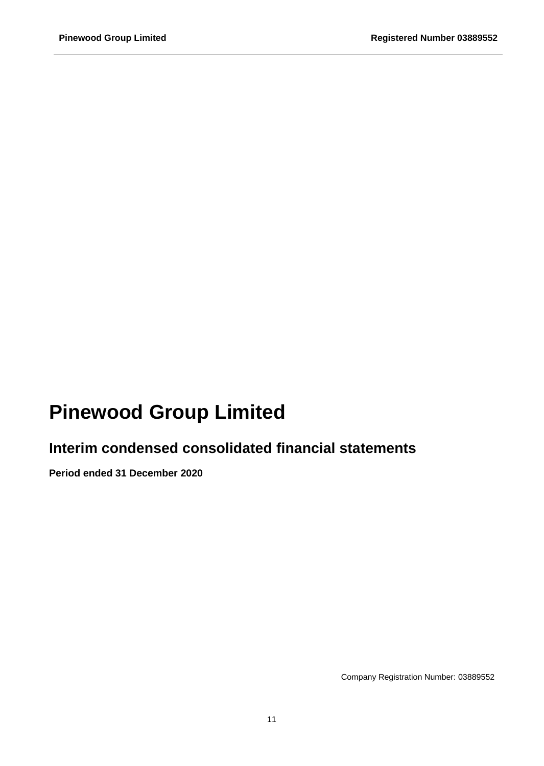# Pinewood Group Limited

## Interim condensed consolidated financial statements

**Period ended 31 December 2020**

Company Registration Number: 03889552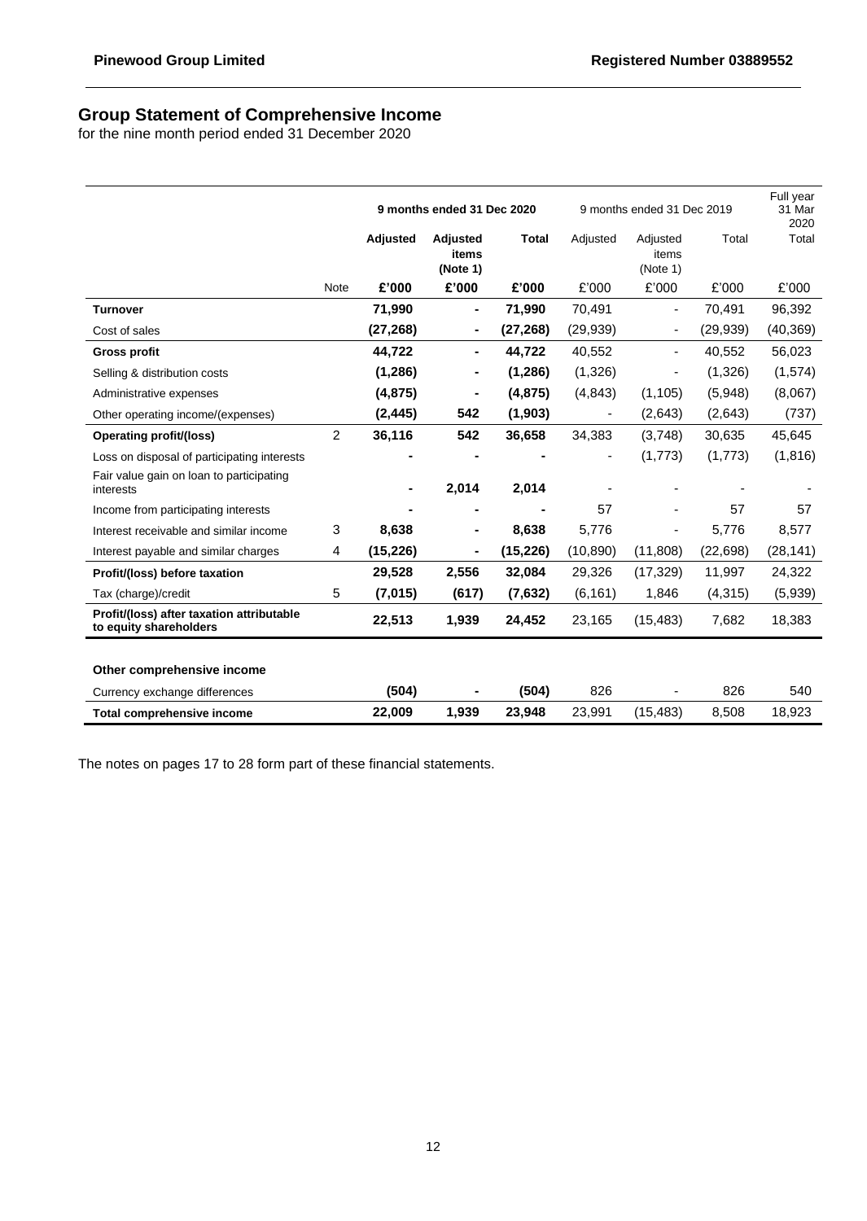# Group Statement of Comprehensive Income

for the nine month period ended 31 December 2020

| | | 9 months ended 31 Dec 2020 | | | 9 months ended 31 Dec 2019 | | | Full year 31 Mar 2020 |
|---|---|---|---|---|---|---|---|---|
| | | **Adjusted** | **Adjusted items (Note 1)** | **Total** | Adjusted | Adjusted items (Note 1) | Total | Total |
| | Note | **£'000** | **£'000** | **£'000** | £'000 | £'000 | £'000 | £'000 |
| **Turnover** | | **71,990** | **-** | **71,990** | 70,491 | - | 70,491 | 96,392 |
| Cost of sales | | **(27,268)** | **-** | **(27,268)** | (29,939) | - | (29,939) | (40,369) |
| **Gross profit** | | **44,722** | **-** | **44,722** | 40,552 | - | 40,552 | 56,023 |
| Selling & distribution costs | | **(1,286)** | **-** | **(1,286)** | (1,326) | - | (1,326) | (1,574) |
| Administrative expenses | | **(4,875)** | **-** | **(4,875)** | (4,843) | (1,105) | (5,948) | (8,067) |
| Other operating income/(expenses) | | **(2,445)** | **542** | **(1,903)** | - | (2,643) | (2,643) | (737) |
| **Operating profit/(loss)** | 2 | **36,116** | **542** | **36,658** | 34,383 | (3,748) | 30,635 | 45,645 |
| Loss on disposal of participating interests | | **-** | **-** | **-** | - | (1,773) | (1,773) | (1,816) |
| Fair value gain on loan to participating interests | | **-** | **2,014** | **2,014** | - | - | - | - |
| Income from participating interests | | **-** | **-** | **-** | 57 | - | 57 | 57 |
| Interest receivable and similar income | 3 | **8,638** | **-** | **8,638** | 5,776 | - | 5,776 | 8,577 |
| Interest payable and similar charges | 4 | **(15,226)** | **-** | **(15,226)** | (10,890) | (11,808) | (22,698) | (28,141) |
| **Profit/(loss) before taxation** | | **29,528** | **2,556** | **32,084** | 29,326 | (17,329) | 11,997 | 24,322 |
| Tax (charge)/credit | 5 | **(7,015)** | **(617)** | **(7,632)** | (6,161) | 1,846 | (4,315) | (5,939) |
| **Profit/(loss) after taxation attributable to equity shareholders** | | **22,513** | **1,939** | **24,452** | 23,165 | (15,483) | 7,682 | 18,383 |
| | | | | | | | | |
| **Other comprehensive income** | | | | | | | | |
| Currency exchange differences | | **(504)** | **-** | **(504)** | 826 | - | 826 | 540 |
| **Total comprehensive income** | | **22,009** | **1,939** | **23,948** | 23,991 | (15,483) | 8,508 | 18,923 |

The notes on pages 17 to 28 form part of these financial statements.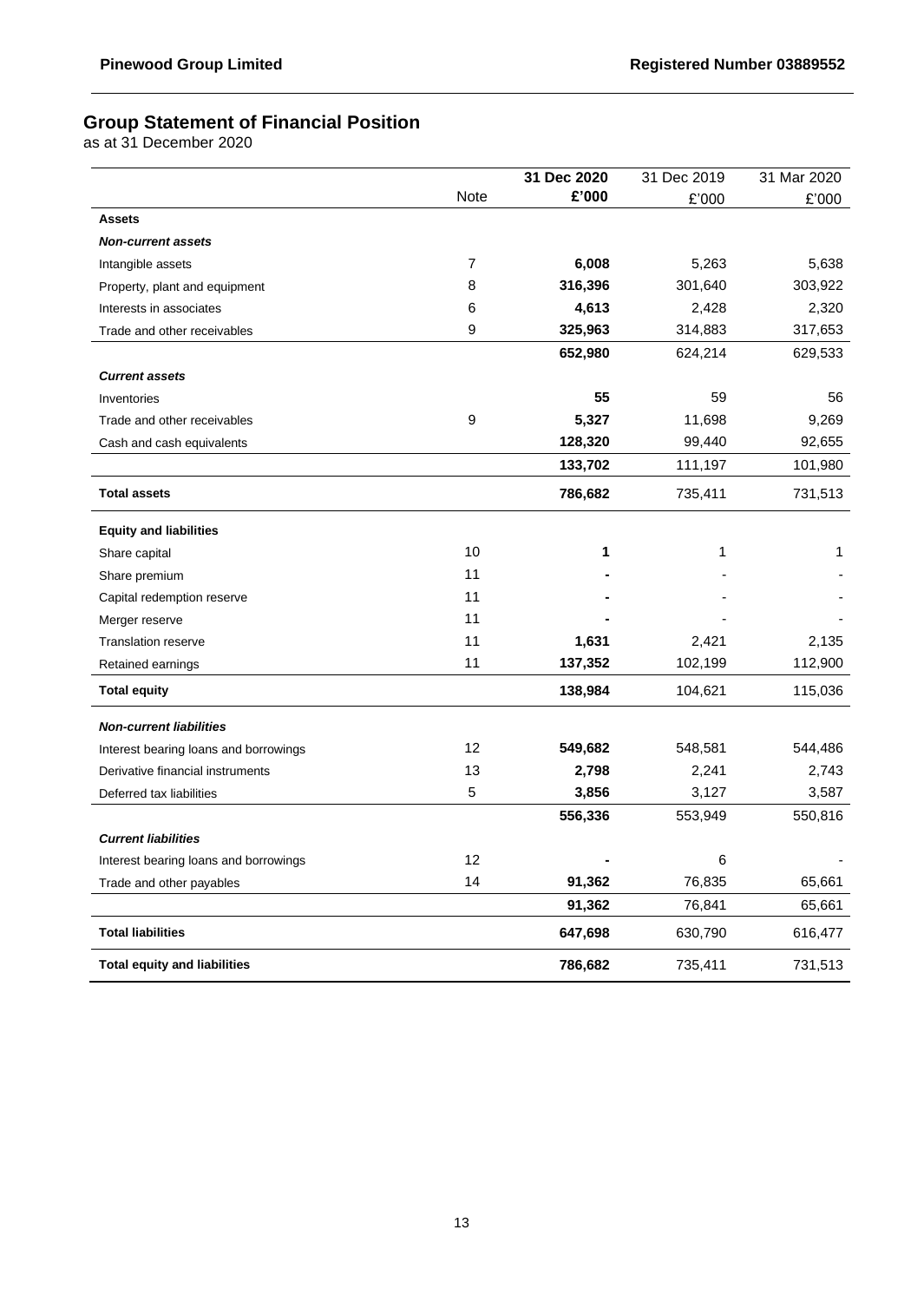Pinewood Group Limited — Registered Number 03889552

# Group Statement of Financial Position

as at 31 December 2020

| | Note | **31 Dec 2020** | 31 Dec 2019 | 31 Mar 2020 |
|---|---|---|---|---|
| | | **£'000** | £'000 | £'000 |
| **Assets** | | | | |
| ***Non-current assets*** | | | | |
| Intangible assets | 7 | **6,008** | 5,263 | 5,638 |
| Property, plant and equipment | 8 | **316,396** | 301,640 | 303,922 |
| Interests in associates | 6 | **4,613** | 2,428 | 2,320 |
| Trade and other receivables | 9 | **325,963** | 314,883 | 317,653 |
| | | **652,980** | 624,214 | 629,533 |
| ***Current assets*** | | | | |
| Inventories | | **55** | 59 | 56 |
| Trade and other receivables | 9 | **5,327** | 11,698 | 9,269 |
| Cash and cash equivalents | | **128,320** | 99,440 | 92,655 |
| | | **133,702** | 111,197 | 101,980 |
| **Total assets** | | **786,682** | 735,411 | 731,513 |
| **Equity and liabilities** | | | | |
| Share capital | 10 | **1** | 1 | 1 |
| Share premium | 11 | **-** | - | - |
| Capital redemption reserve | 11 | **-** | - | - |
| Merger reserve | 11 | **-** | - | - |
| Translation reserve | 11 | **1,631** | 2,421 | 2,135 |
| Retained earnings | 11 | **137,352** | 102,199 | 112,900 |
| **Total equity** | | **138,984** | 104,621 | 115,036 |
| ***Non-current liabilities*** | | | | |
| Interest bearing loans and borrowings | 12 | **549,682** | 548,581 | 544,486 |
| Derivative financial instruments | 13 | **2,798** | 2,241 | 2,743 |
| Deferred tax liabilities | 5 | **3,856** | 3,127 | 3,587 |
| | | **556,336** | 553,949 | 550,816 |
| ***Current liabilities*** | | | | |
| Interest bearing loans and borrowings | 12 | **-** | 6 | - |
| Trade and other payables | 14 | **91,362** | 76,835 | 65,661 |
| | | **91,362** | 76,841 | 65,661 |
| **Total liabilities** | | **647,698** | 630,790 | 616,477 |
| **Total equity and liabilities** | | **786,682** | 735,411 | 731,513 |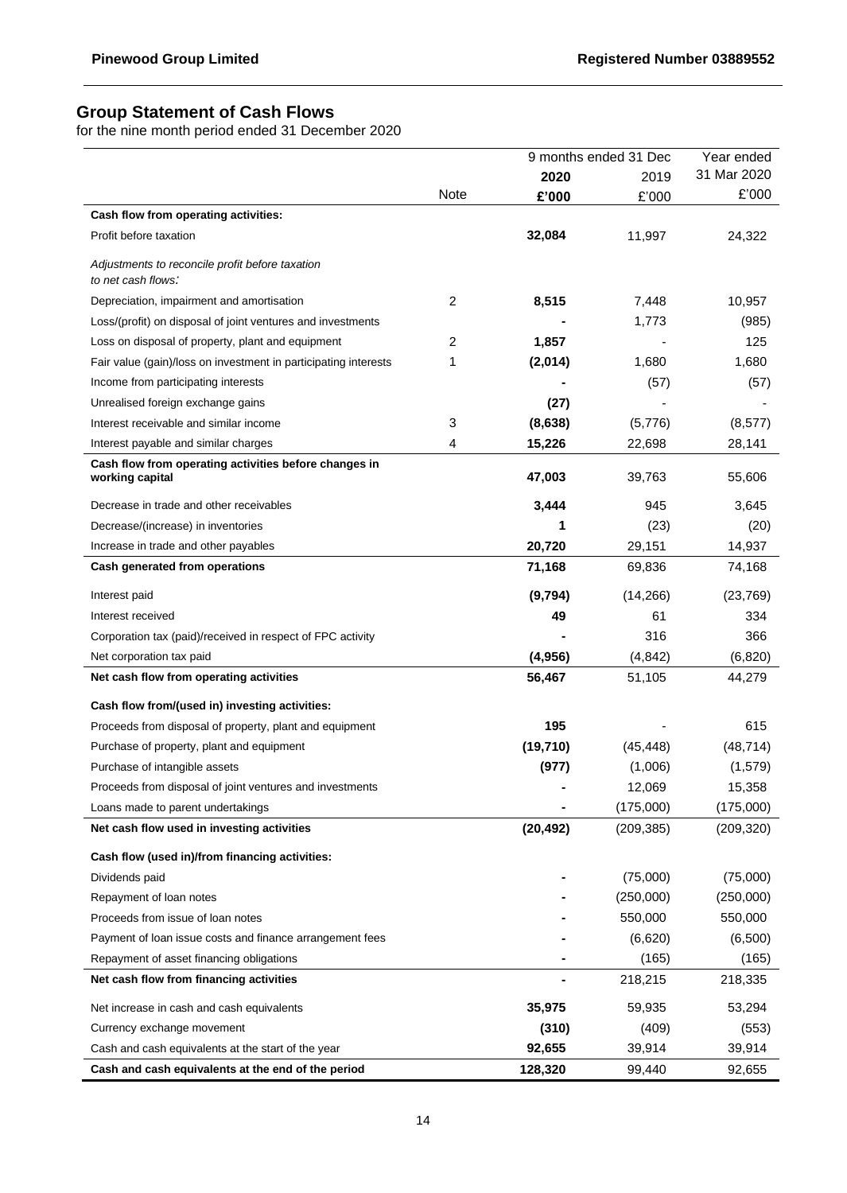Pinewood Group Limited | Registered Number 03889552

## Group Statement of Cash Flows

for the nine month period ended 31 December 2020

| | | 9 months ended 31 Dec | | Year ended |
|---|---|---|---|---|
| | | **2020** | 2019 | 31 Mar 2020 |
| | Note | **£'000** | £'000 | £'000 |
| **Cash flow from operating activities:** | | | | |
| Profit before taxation | | **32,084** | 11,997 | 24,322 |
| *Adjustments to reconcile profit before taxation to net cash flows:* | | | | |
| Depreciation, impairment and amortisation | 2 | **8,515** | 7,448 | 10,957 |
| Loss/(profit) on disposal of joint ventures and investments | | **-** | 1,773 | (985) |
| Loss on disposal of property, plant and equipment | 2 | **1,857** | - | 125 |
| Fair value (gain)/loss on investment in participating interests | 1 | **(2,014)** | 1,680 | 1,680 |
| Income from participating interests | | **-** | (57) | (57) |
| Unrealised foreign exchange gains | | **(27)** | - | - |
| Interest receivable and similar income | 3 | **(8,638)** | (5,776) | (8,577) |
| Interest payable and similar charges | 4 | **15,226** | 22,698 | 28,141 |
| **Cash flow from operating activities before changes in working capital** | | **47,003** | 39,763 | 55,606 |
| Decrease in trade and other receivables | | **3,444** | 945 | 3,645 |
| Decrease/(increase) in inventories | | **1** | (23) | (20) |
| Increase in trade and other payables | | **20,720** | 29,151 | 14,937 |
| **Cash generated from operations** | | **71,168** | 69,836 | 74,168 |
| Interest paid | | **(9,794)** | (14,266) | (23,769) |
| Interest received | | **49** | 61 | 334 |
| Corporation tax (paid)/received in respect of FPC activity | | **-** | 316 | 366 |
| Net corporation tax paid | | **(4,956)** | (4,842) | (6,820) |
| **Net cash flow from operating activities** | | **56,467** | 51,105 | 44,279 |
| **Cash flow from/(used in) investing activities:** | | | | |
| Proceeds from disposal of property, plant and equipment | | **195** | - | 615 |
| Purchase of property, plant and equipment | | **(19,710)** | (45,448) | (48,714) |
| Purchase of intangible assets | | **(977)** | (1,006) | (1,579) |
| Proceeds from disposal of joint ventures and investments | | **-** | 12,069 | 15,358 |
| Loans made to parent undertakings | | **-** | (175,000) | (175,000) |
| **Net cash flow used in investing activities** | | **(20,492)** | (209,385) | (209,320) |
| **Cash flow (used in)/from financing activities:** | | | | |
| Dividends paid | | **-** | (75,000) | (75,000) |
| Repayment of loan notes | | **-** | (250,000) | (250,000) |
| Proceeds from issue of loan notes | | **-** | 550,000 | 550,000 |
| Payment of loan issue costs and finance arrangement fees | | **-** | (6,620) | (6,500) |
| Repayment of asset financing obligations | | **-** | (165) | (165) |
| **Net cash flow from financing activities** | | **-** | 218,215 | 218,335 |
| Net increase in cash and cash equivalents | | **35,975** | 59,935 | 53,294 |
| Currency exchange movement | | **(310)** | (409) | (553) |
| Cash and cash equivalents at the start of the year | | **92,655** | 39,914 | 39,914 |
| **Cash and cash equivalents at the end of the period** | | **128,320** | 99,440 | 92,655 |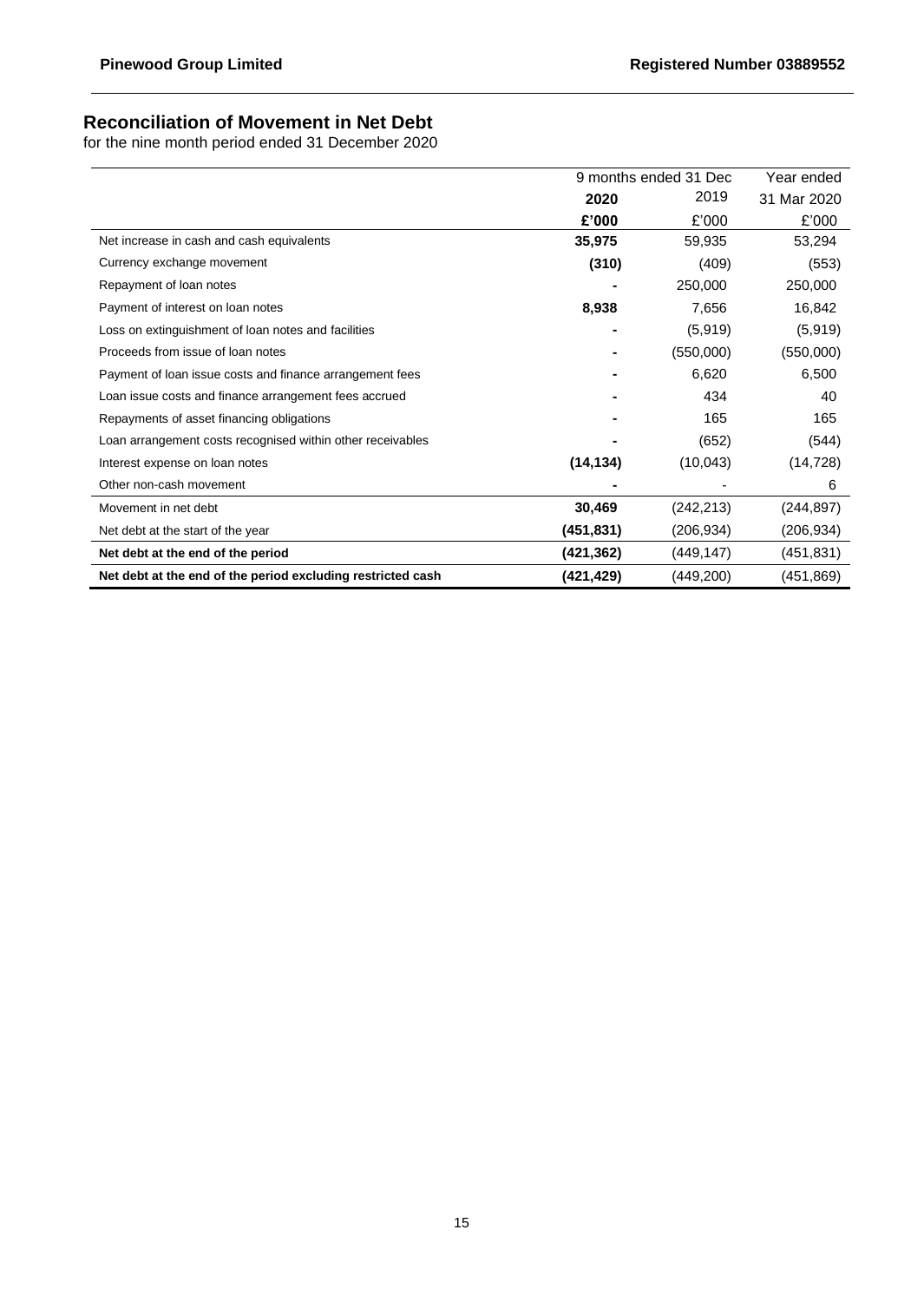## Reconciliation of Movement in Net Debt

for the nine month period ended 31 December 2020

| | 9 months ended 31 Dec | | Year ended |
|---|---|---|---|
| | **2020** | 2019 | 31 Mar 2020 |
| | **£'000** | £'000 | £'000 |
| Net increase in cash and cash equivalents | **35,975** | 59,935 | 53,294 |
| Currency exchange movement | **(310)** | (409) | (553) |
| Repayment of loan notes | **-** | 250,000 | 250,000 |
| Payment of interest on loan notes | **8,938** | 7,656 | 16,842 |
| Loss on extinguishment of loan notes and facilities | **-** | (5,919) | (5,919) |
| Proceeds from issue of loan notes | **-** | (550,000) | (550,000) |
| Payment of loan issue costs and finance arrangement fees | **-** | 6,620 | 6,500 |
| Loan issue costs and finance arrangement fees accrued | **-** | 434 | 40 |
| Repayments of asset financing obligations | **-** | 165 | 165 |
| Loan arrangement costs recognised within other receivables | **-** | (652) | (544) |
| Interest expense on loan notes | **(14,134)** | (10,043) | (14,728) |
| Other non-cash movement | **-** | - | 6 |
| Movement in net debt | **30,469** | (242,213) | (244,897) |
| Net debt at the start of the year | **(451,831)** | (206,934) | (206,934) |
| **Net debt at the end of the period** | **(421,362)** | (449,147) | (451,831) |
| **Net debt at the end of the period excluding restricted cash** | **(421,429)** | (449,200) | (451,869) |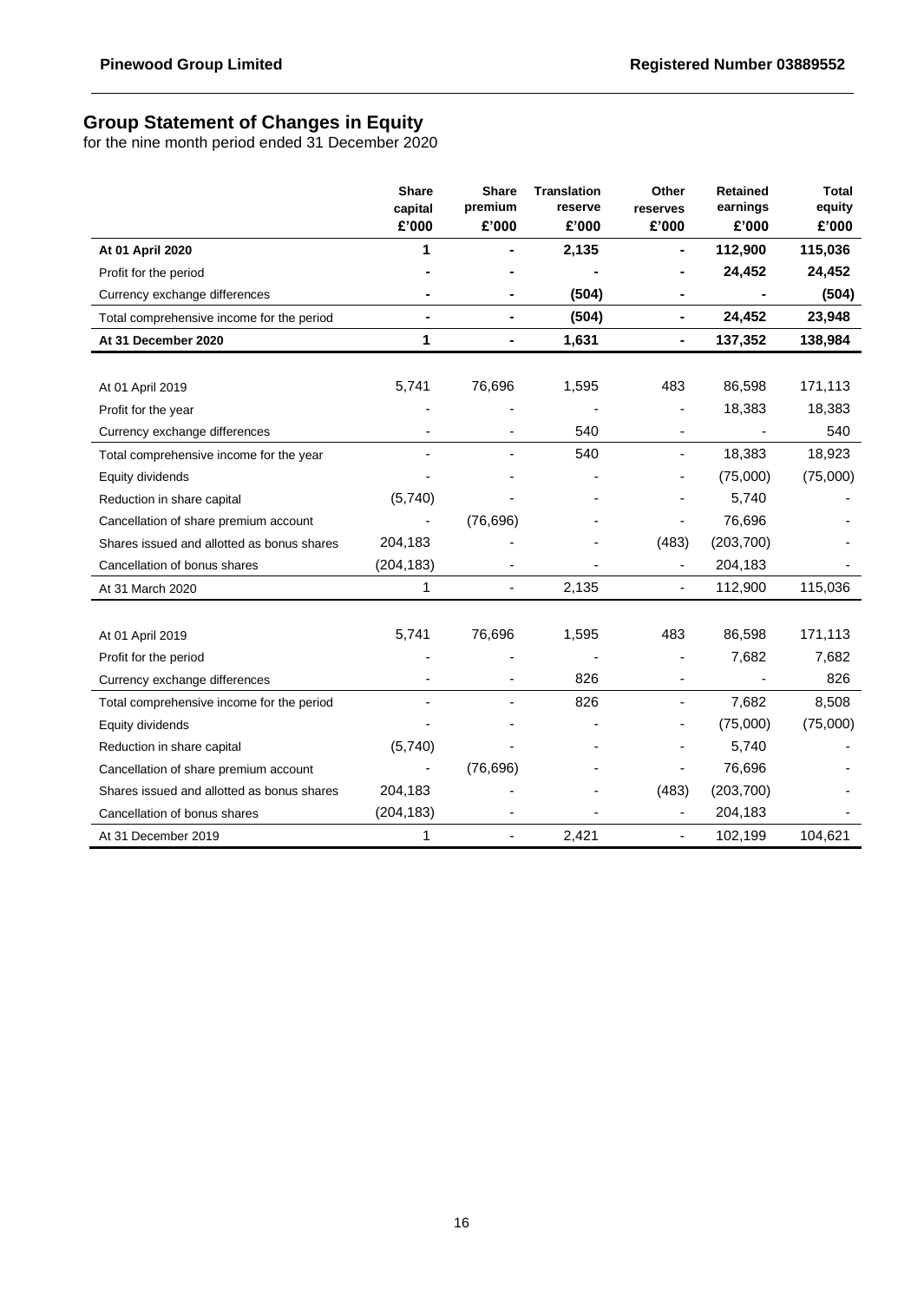# Group Statement of Changes in Equity

for the nine month period ended 31 December 2020

| | Share capital £'000 | Share premium £'000 | Translation reserve £'000 | Other reserves £'000 | Retained earnings £'000 | Total equity £'000 |
|---|---|---|---|---|---|---|
| **At 01 April 2020** | **1** | **-** | **2,135** | **-** | **112,900** | **115,036** |
| Profit for the period | **-** | **-** | **-** | **-** | **24,452** | **24,452** |
| Currency exchange differences | **-** | **-** | **(504)** | **-** | **-** | **(504)** |
| Total comprehensive income for the period | **-** | **-** | **(504)** | **-** | **24,452** | **23,948** |
| **At 31 December 2020** | **1** | **-** | **1,631** | **-** | **137,352** | **138,984** |
| | | | | | | |
| At 01 April 2019 | 5,741 | 76,696 | 1,595 | 483 | 86,598 | 171,113 |
| Profit for the year | - | - | - | - | 18,383 | 18,383 |
| Currency exchange differences | - | - | 540 | - | - | 540 |
| Total comprehensive income for the year | - | - | 540 | - | 18,383 | 18,923 |
| Equity dividends | - | - | - | - | (75,000) | (75,000) |
| Reduction in share capital | (5,740) | - | - | - | 5,740 | - |
| Cancellation of share premium account | - | (76,696) | - | - | 76,696 | - |
| Shares issued and allotted as bonus shares | 204,183 | - | - | (483) | (203,700) | - |
| Cancellation of bonus shares | (204,183) | - | - | - | 204,183 | - |
| At 31 March 2020 | 1 | - | 2,135 | - | 112,900 | 115,036 |
| | | | | | | |
| At 01 April 2019 | 5,741 | 76,696 | 1,595 | 483 | 86,598 | 171,113 |
| Profit for the period | - | - | - | - | 7,682 | 7,682 |
| Currency exchange differences | - | - | 826 | - | - | 826 |
| Total comprehensive income for the period | - | - | 826 | - | 7,682 | 8,508 |
| Equity dividends | - | - | - | - | (75,000) | (75,000) |
| Reduction in share capital | (5,740) | - | - | - | 5,740 | - |
| Cancellation of share premium account | - | (76,696) | - | - | 76,696 | - |
| Shares issued and allotted as bonus shares | 204,183 | - | - | (483) | (203,700) | - |
| Cancellation of bonus shares | (204,183) | - | - | - | 204,183 | - |
| At 31 December 2019 | 1 | - | 2,421 | - | 102,199 | 104,621 |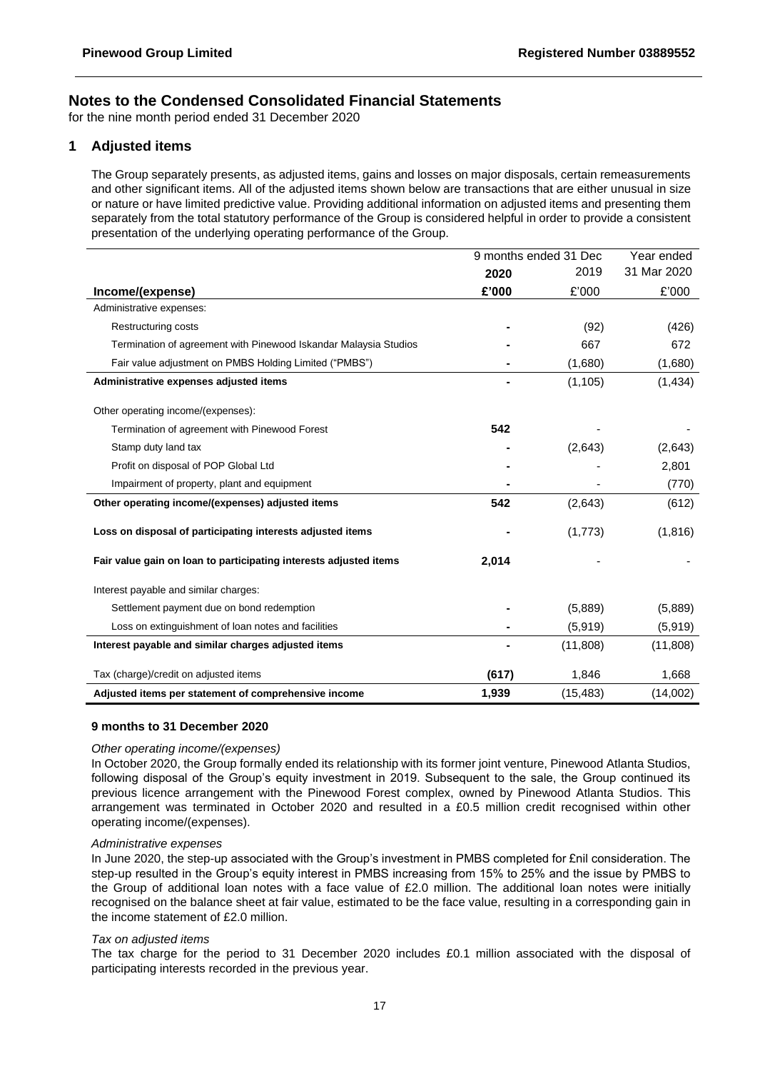## Notes to the Condensed Consolidated Financial Statements

for the nine month period ended 31 December 2020

### 1 Adjusted items

The Group separately presents, as adjusted items, gains and losses on major disposals, certain remeasurements and other significant items. All of the adjusted items shown below are transactions that are either unusual in size or nature or have limited predictive value. Providing additional information on adjusted items and presenting them separately from the total statutory performance of the Group is considered helpful in order to provide a consistent presentation of the underlying operating performance of the Group.

| | 9 months ended 31 Dec | | Year ended |
|---|---|---|---|
| | **2020** | 2019 | 31 Mar 2020 |
| **Income/(expense)** | **£'000** | £'000 | £'000 |
| Administrative expenses: | | | |
| Restructuring costs | **-** | (92) | (426) |
| Termination of agreement with Pinewood Iskandar Malaysia Studios | **-** | 667 | 672 |
| Fair value adjustment on PMBS Holding Limited ("PMBS") | **-** | (1,680) | (1,680) |
| **Administrative expenses adjusted items** | **-** | (1,105) | (1,434) |
| Other operating income/(expenses): | | | |
| Termination of agreement with Pinewood Forest | **542** | - | - |
| Stamp duty land tax | **-** | (2,643) | (2,643) |
| Profit on disposal of POP Global Ltd | **-** | - | 2,801 |
| Impairment of property, plant and equipment | **-** | - | (770) |
| **Other operating income/(expenses) adjusted items** | **542** | (2,643) | (612) |
| **Loss on disposal of participating interests adjusted items** | **-** | (1,773) | (1,816) |
| **Fair value gain on loan to participating interests adjusted items** | **2,014** | - | - |
| Interest payable and similar charges: | | | |
| Settlement payment due on bond redemption | **-** | (5,889) | (5,889) |
| Loss on extinguishment of loan notes and facilities | **-** | (5,919) | (5,919) |
| **Interest payable and similar charges adjusted items** | **-** | (11,808) | (11,808) |
| Tax (charge)/credit on adjusted items | **(617)** | 1,846 | 1,668 |
| **Adjusted items per statement of comprehensive income** | **1,939** | (15,483) | (14,002) |

**9 months to 31 December 2020**

*Other operating income/(expenses)*

In October 2020, the Group formally ended its relationship with its former joint venture, Pinewood Atlanta Studios, following disposal of the Group's equity investment in 2019. Subsequent to the sale, the Group continued its previous licence arrangement with the Pinewood Forest complex, owned by Pinewood Atlanta Studios. This arrangement was terminated in October 2020 and resulted in a £0.5 million credit recognised within other operating income/(expenses).

*Administrative expenses*

In June 2020, the step-up associated with the Group's investment in PMBS completed for £nil consideration. The step-up resulted in the Group's equity interest in PMBS increasing from 15% to 25% and the issue by PMBS to the Group of additional loan notes with a face value of £2.0 million. The additional loan notes were initially recognised on the balance sheet at fair value, estimated to be the face value, resulting in a corresponding gain in the income statement of £2.0 million.

*Tax on adjusted items*

The tax charge for the period to 31 December 2020 includes £0.1 million associated with the disposal of participating interests recorded in the previous year.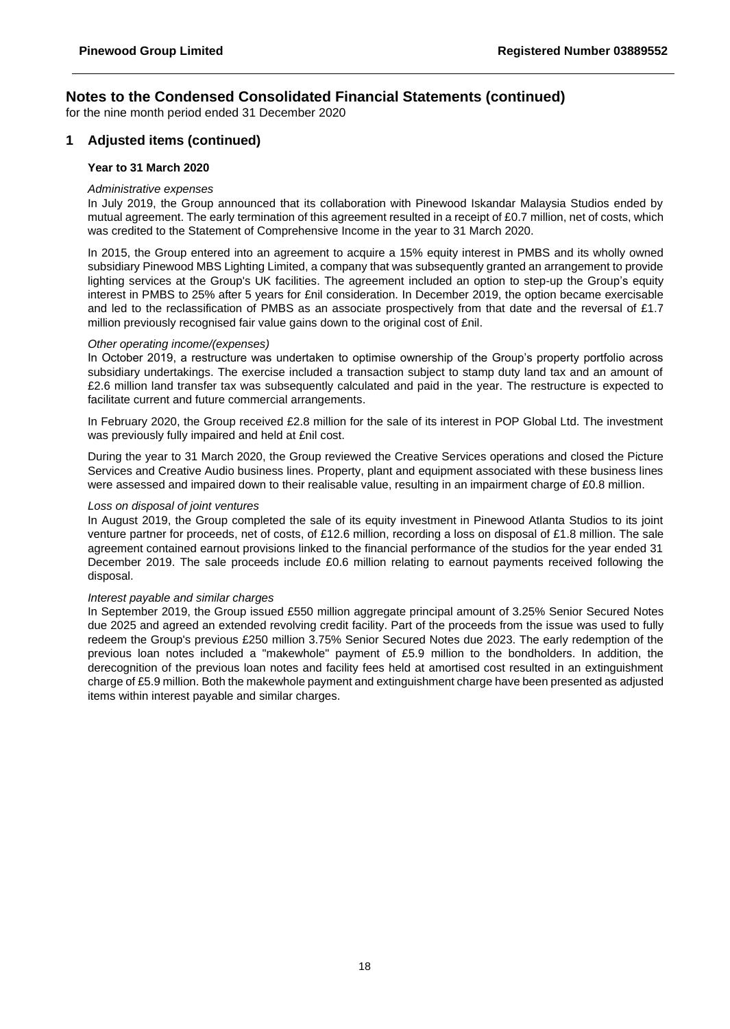## Notes to the Condensed Consolidated Financial Statements (continued)

for the nine month period ended 31 December 2020

### 1 Adjusted items (continued)

**Year to 31 March 2020**

*Administrative expenses*

In July 2019, the Group announced that its collaboration with Pinewood Iskandar Malaysia Studios ended by mutual agreement. The early termination of this agreement resulted in a receipt of £0.7 million, net of costs, which was credited to the Statement of Comprehensive Income in the year to 31 March 2020.

In 2015, the Group entered into an agreement to acquire a 15% equity interest in PMBS and its wholly owned subsidiary Pinewood MBS Lighting Limited, a company that was subsequently granted an arrangement to provide lighting services at the Group's UK facilities. The agreement included an option to step-up the Group's equity interest in PMBS to 25% after 5 years for £nil consideration. In December 2019, the option became exercisable and led to the reclassification of PMBS as an associate prospectively from that date and the reversal of £1.7 million previously recognised fair value gains down to the original cost of £nil.

*Other operating income/(expenses)*

In October 2019, a restructure was undertaken to optimise ownership of the Group's property portfolio across subsidiary undertakings. The exercise included a transaction subject to stamp duty land tax and an amount of £2.6 million land transfer tax was subsequently calculated and paid in the year. The restructure is expected to facilitate current and future commercial arrangements.

In February 2020, the Group received £2.8 million for the sale of its interest in POP Global Ltd. The investment was previously fully impaired and held at £nil cost.

During the year to 31 March 2020, the Group reviewed the Creative Services operations and closed the Picture Services and Creative Audio business lines. Property, plant and equipment associated with these business lines were assessed and impaired down to their realisable value, resulting in an impairment charge of £0.8 million.

*Loss on disposal of joint ventures*

In August 2019, the Group completed the sale of its equity investment in Pinewood Atlanta Studios to its joint venture partner for proceeds, net of costs, of £12.6 million, recording a loss on disposal of £1.8 million. The sale agreement contained earnout provisions linked to the financial performance of the studios for the year ended 31 December 2019. The sale proceeds include £0.6 million relating to earnout payments received following the disposal.

*Interest payable and similar charges*

In September 2019, the Group issued £550 million aggregate principal amount of 3.25% Senior Secured Notes due 2025 and agreed an extended revolving credit facility. Part of the proceeds from the issue was used to fully redeem the Group's previous £250 million 3.75% Senior Secured Notes due 2023. The early redemption of the previous loan notes included a "makewhole" payment of £5.9 million to the bondholders. In addition, the derecognition of the previous loan notes and facility fees held at amortised cost resulted in an extinguishment charge of £5.9 million. Both the makewhole payment and extinguishment charge have been presented as adjusted items within interest payable and similar charges.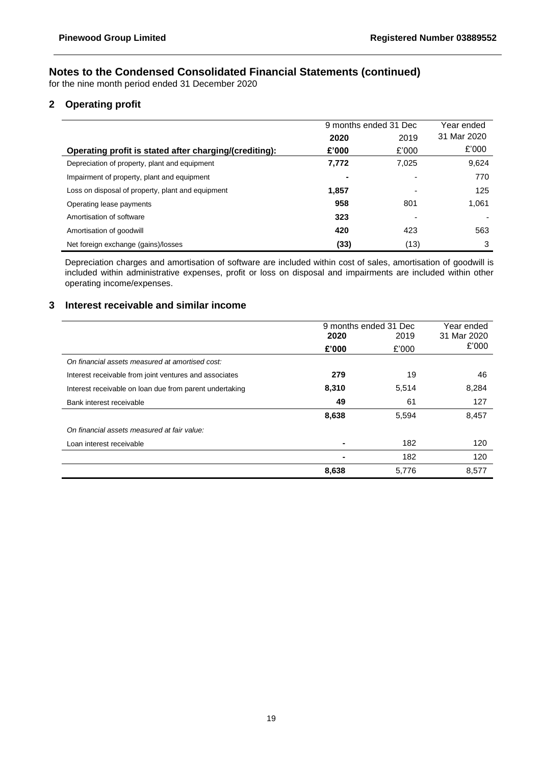## Notes to the Condensed Consolidated Financial Statements (continued)

for the nine month period ended 31 December 2020

### 2 Operating profit

| | 9 months ended 31 Dec | | Year ended |
|---|---|---|---|
| | **2020** | 2019 | 31 Mar 2020 |
| **Operating profit is stated after charging/(crediting):** | **£'000** | £'000 | £'000 |
| Depreciation of property, plant and equipment | **7,772** | 7,025 | 9,624 |
| Impairment of property, plant and equipment | **-** | - | 770 |
| Loss on disposal of property, plant and equipment | **1,857** | - | 125 |
| Operating lease payments | **958** | 801 | 1,061 |
| Amortisation of software | **323** | - | - |
| Amortisation of goodwill | **420** | 423 | 563 |
| Net foreign exchange (gains)/losses | **(33)** | (13) | 3 |

Depreciation charges and amortisation of software are included within cost of sales, amortisation of goodwill is included within administrative expenses, profit or loss on disposal and impairments are included within other operating income/expenses.

### 3 Interest receivable and similar income

| | 9 months ended 31 Dec | | Year ended |
|---|---|---|---|
| | **2020** | 2019 | 31 Mar 2020 |
| | **£'000** | £'000 | £'000 |
| *On financial assets measured at amortised cost:* | | | |
| Interest receivable from joint ventures and associates | **279** | 19 | 46 |
| Interest receivable on loan due from parent undertaking | **8,310** | 5,514 | 8,284 |
| Bank interest receivable | **49** | 61 | 127 |
| | **8,638** | 5,594 | 8,457 |
| *On financial assets measured at fair value:* | | | |
| Loan interest receivable | **-** | 182 | 120 |
| | **-** | 182 | 120 |
| | **8,638** | 5,776 | 8,577 |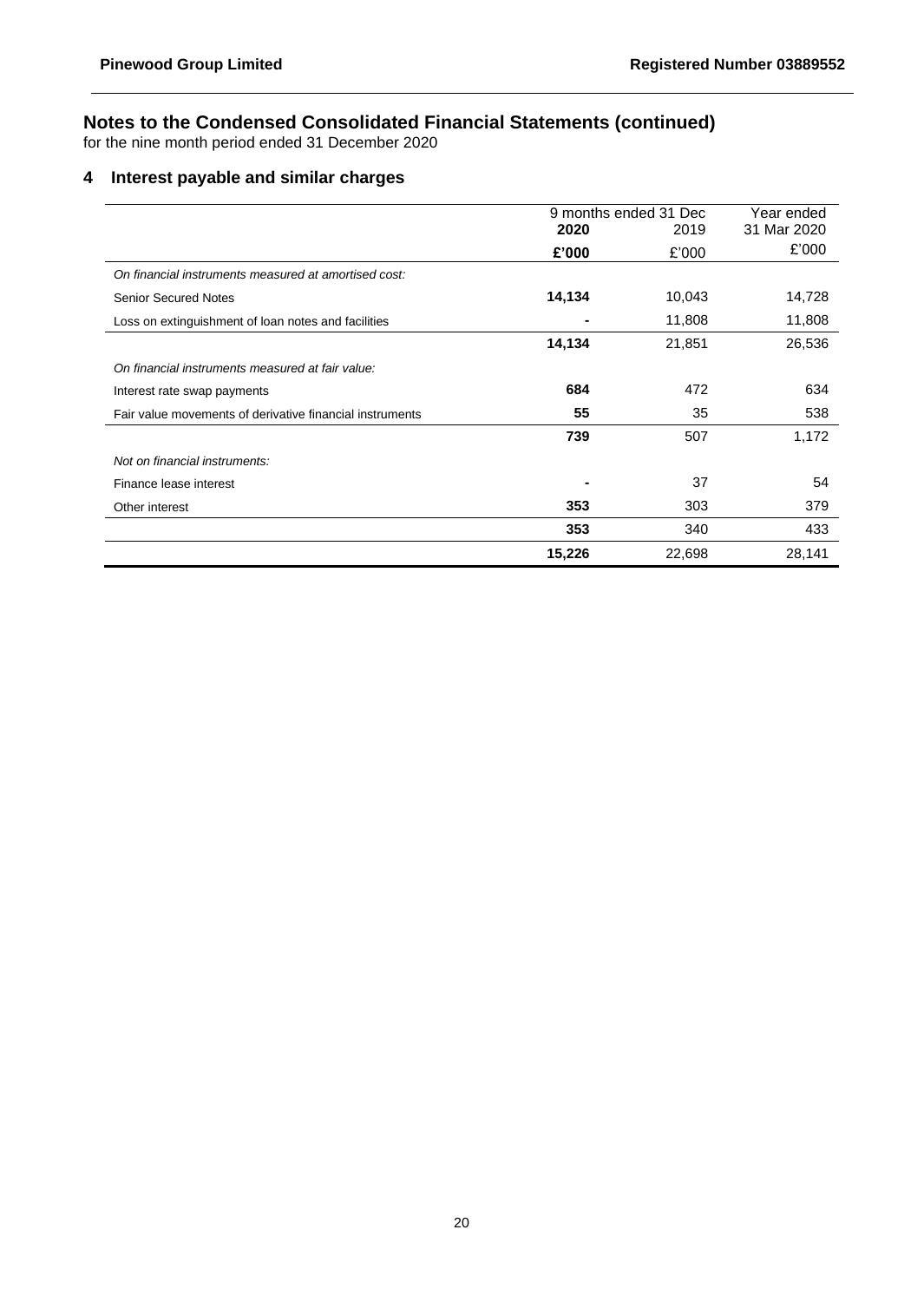## Notes to the Condensed Consolidated Financial Statements (continued)

for the nine month period ended 31 December 2020

### 4 Interest payable and similar charges

| | 9 months ended 31 Dec | | Year ended |
|---|---|---|---|
| | **2020** | 2019 | 31 Mar 2020 |
| | **£'000** | £'000 | £'000 |
| *On financial instruments measured at amortised cost:* | | | |
| Senior Secured Notes | **14,134** | 10,043 | 14,728 |
| Loss on extinguishment of loan notes and facilities | **-** | 11,808 | 11,808 |
| | **14,134** | 21,851 | 26,536 |
| *On financial instruments measured at fair value:* | | | |
| Interest rate swap payments | **684** | 472 | 634 |
| Fair value movements of derivative financial instruments | **55** | 35 | 538 |
| | **739** | 507 | 1,172 |
| *Not on financial instruments:* | | | |
| Finance lease interest | **-** | 37 | 54 |
| Other interest | **353** | 303 | 379 |
| | **353** | 340 | 433 |
| | **15,226** | 22,698 | 28,141 |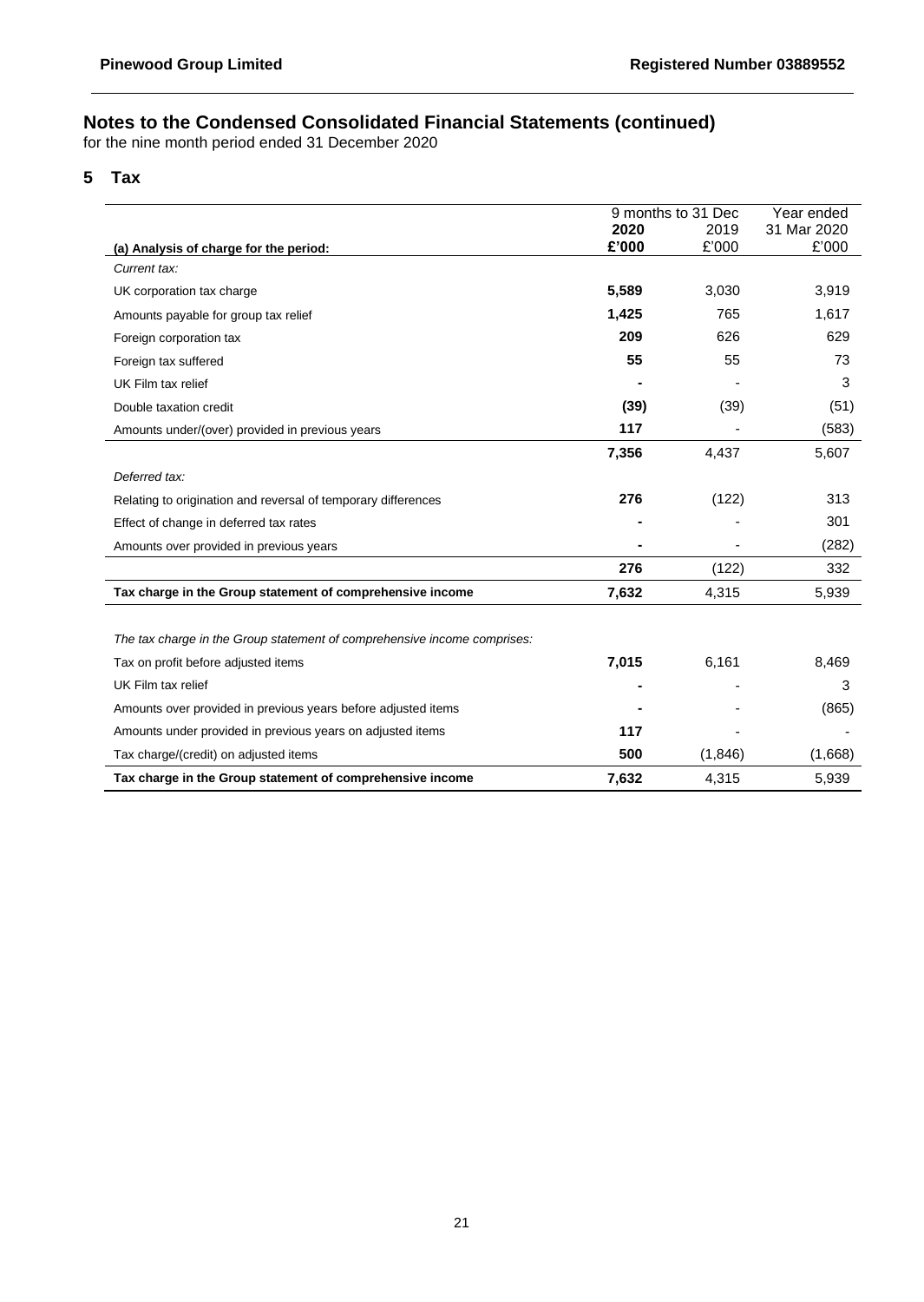## Notes to the Condensed Consolidated Financial Statements (continued)

for the nine month period ended 31 December 2020

### 5 Tax

| | 9 months to 31 Dec | | Year ended |
|---|---|---|---|
| | **2020** | 2019 | 31 Mar 2020 |
| **(a) Analysis of charge for the period:** | **£'000** | £'000 | £'000 |
| *Current tax:* | | | |
| UK corporation tax charge | **5,589** | 3,030 | 3,919 |
| Amounts payable for group tax relief | **1,425** | 765 | 1,617 |
| Foreign corporation tax | **209** | 626 | 629 |
| Foreign tax suffered | **55** | 55 | 73 |
| UK Film tax relief | **-** | - | 3 |
| Double taxation credit | **(39)** | (39) | (51) |
| Amounts under/(over) provided in previous years | **117** | - | (583) |
| | **7,356** | 4,437 | 5,607 |
| *Deferred tax:* | | | |
| Relating to origination and reversal of temporary differences | **276** | (122) | 313 |
| Effect of change in deferred tax rates | **-** | - | 301 |
| Amounts over provided in previous years | **-** | - | (282) |
| | **276** | (122) | 332 |
| **Tax charge in the Group statement of comprehensive income** | **7,632** | 4,315 | 5,939 |
| | | | |
| *The tax charge in the Group statement of comprehensive income comprises:* | | | |
| Tax on profit before adjusted items | **7,015** | 6,161 | 8,469 |
| UK Film tax relief | **-** | - | 3 |
| Amounts over provided in previous years before adjusted items | **-** | - | (865) |
| Amounts under provided in previous years on adjusted items | **117** | - | - |
| Tax charge/(credit) on adjusted items | **500** | (1,846) | (1,668) |
| **Tax charge in the Group statement of comprehensive income** | **7,632** | 4,315 | 5,939 |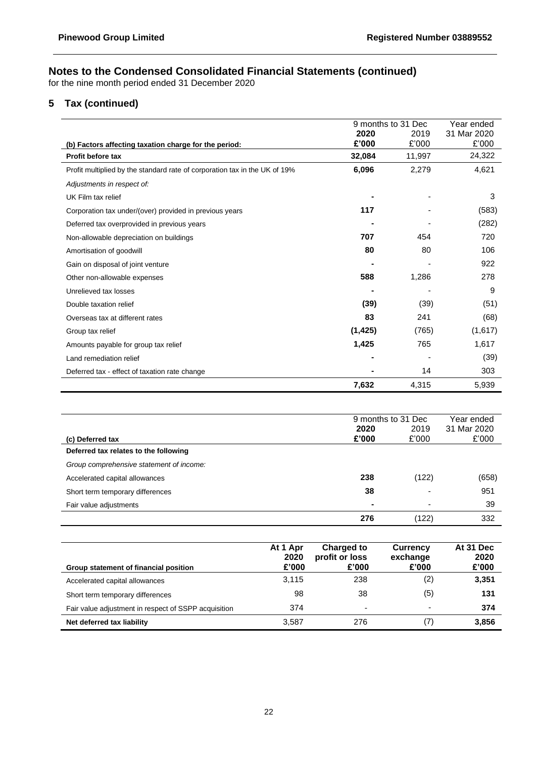# Notes to the Condensed Consolidated Financial Statements (continued)

for the nine month period ended 31 December 2020

## 5 Tax (continued)

| (b) Factors affecting taxation charge for the period: | 9 months to 31 Dec 2020 £'000 | 2019 £'000 | Year ended 31 Mar 2020 £'000 |
|---|---|---|---|
| **Profit before tax** | **32,084** | 11,997 | 24,322 |
| Profit multiplied by the standard rate of corporation tax in the UK of 19% | **6,096** | 2,279 | 4,621 |
| *Adjustments in respect of:* | | | |
| UK Film tax relief | **-** | - | 3 |
| Corporation tax under/(over) provided in previous years | **117** | - | (583) |
| Deferred tax overprovided in previous years | **-** | - | (282) |
| Non-allowable depreciation on buildings | **707** | 454 | 720 |
| Amortisation of goodwill | **80** | 80 | 106 |
| Gain on disposal of joint venture | **-** | - | 922 |
| Other non-allowable expenses | **588** | 1,286 | 278 |
| Unrelieved tax losses | **-** | - | 9 |
| Double taxation relief | **(39)** | (39) | (51) |
| Overseas tax at different rates | **83** | 241 | (68) |
| Group tax relief | **(1,425)** | (765) | (1,617) |
| Amounts payable for group tax relief | **1,425** | 765 | 1,617 |
| Land remediation relief | **-** | - | (39) |
| Deferred tax - effect of taxation rate change | **-** | 14 | 303 |
| | **7,632** | 4,315 | 5,939 |

| (c) Deferred tax | 9 months to 31 Dec 2020 £'000 | 2019 £'000 | Year ended 31 Mar 2020 £'000 |
|---|---|---|---|
| **Deferred tax relates to the following** | | | |
| *Group comprehensive statement of income:* | | | |
| Accelerated capital allowances | **238** | (122) | (658) |
| Short term temporary differences | **38** | - | 951 |
| Fair value adjustments | **-** | - | 39 |
| | **276** | (122) | 332 |

| Group statement of financial position | At 1 Apr 2020 £'000 | Charged to profit or loss £'000 | Currency exchange £'000 | At 31 Dec 2020 £'000 |
|---|---|---|---|---|
| Accelerated capital allowances | 3,115 | 238 | (2) | **3,351** |
| Short term temporary differences | 98 | 38 | (5) | **131** |
| Fair value adjustment in respect of SSPP acquisition | 374 | - | - | **374** |
| **Net deferred tax liability** | 3,587 | 276 | (7) | **3,856** |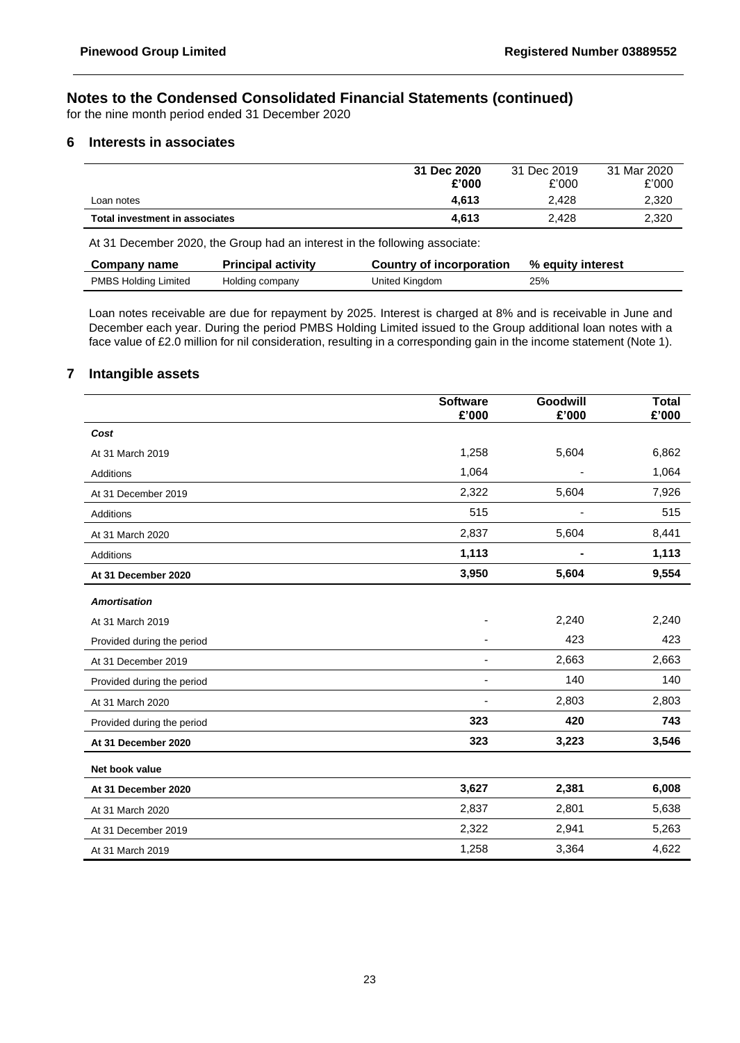# Notes to the Condensed Consolidated Financial Statements (continued)

for the nine month period ended 31 December 2020

## 6 Interests in associates

| | **31 Dec 2020 £'000** | 31 Dec 2019 £'000 | 31 Mar 2020 £'000 |
|---|---|---|---|
| Loan notes | **4,613** | 2,428 | 2,320 |
| **Total investment in associates** | **4,613** | 2,428 | 2,320 |

At 31 December 2020, the Group had an interest in the following associate:

| Company name | Principal activity | Country of incorporation | % equity interest |
|---|---|---|---|
| PMBS Holding Limited | Holding company | United Kingdom | 25% |

Loan notes receivable are due for repayment by 2025. Interest is charged at 8% and is receivable in June and December each year. During the period PMBS Holding Limited issued to the Group additional loan notes with a face value of £2.0 million for nil consideration, resulting in a corresponding gain in the income statement (Note 1).

## 7 Intangible assets

| | **Software £'000** | **Goodwill £'000** | **Total £'000** |
|---|---|---|---|
| ***Cost*** | | | |
| At 31 March 2019 | 1,258 | 5,604 | 6,862 |
| Additions | 1,064 | - | 1,064 |
| At 31 December 2019 | 2,322 | 5,604 | 7,926 |
| Additions | 515 | - | 515 |
| At 31 March 2020 | 2,837 | 5,604 | 8,441 |
| Additions | **1,113** | **-** | **1,113** |
| **At 31 December 2020** | **3,950** | **5,604** | **9,554** |
| ***Amortisation*** | | | |
| At 31 March 2019 | - | 2,240 | 2,240 |
| Provided during the period | - | 423 | 423 |
| At 31 December 2019 | - | 2,663 | 2,663 |
| Provided during the period | - | 140 | 140 |
| At 31 March 2020 | - | 2,803 | 2,803 |
| Provided during the period | **323** | **420** | **743** |
| **At 31 December 2020** | **323** | **3,223** | **3,546** |
| **Net book value** | | | |
| **At 31 December 2020** | **3,627** | **2,381** | **6,008** |
| At 31 March 2020 | 2,837 | 2,801 | 5,638 |
| At 31 December 2019 | 2,322 | 2,941 | 5,263 |
| At 31 March 2019 | 1,258 | 3,364 | 4,622 |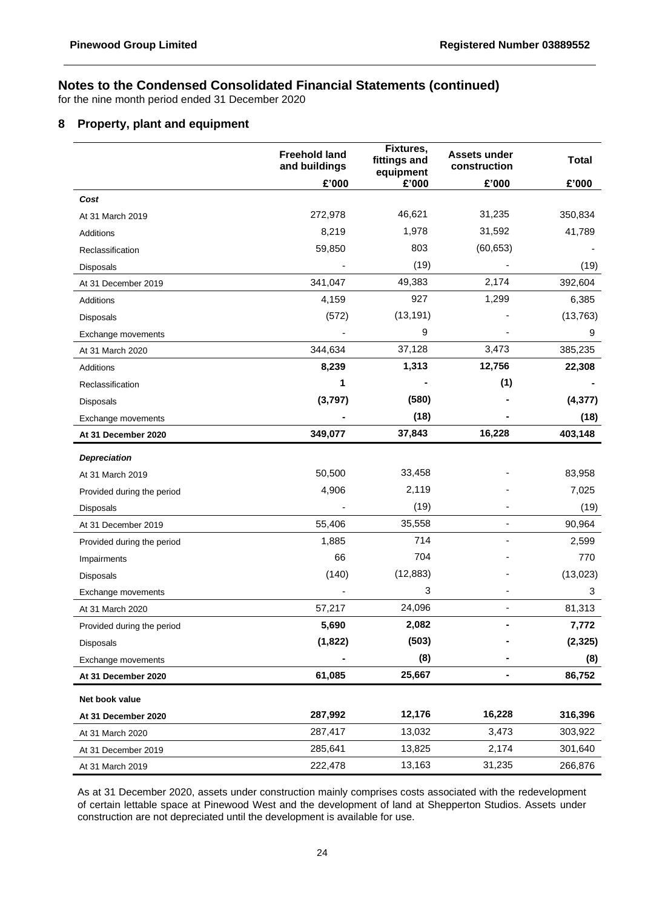# Notes to the Condensed Consolidated Financial Statements (continued)

for the nine month period ended 31 December 2020

## 8 Property, plant and equipment

| | Freehold land and buildings | Fixtures, fittings and equipment | Assets under construction | Total |
|---|---|---|---|---|
| | £'000 | £'000 | £'000 | £'000 |
| ***Cost*** | | | | |
| At 31 March 2019 | 272,978 | 46,621 | 31,235 | 350,834 |
| Additions | 8,219 | 1,978 | 31,592 | 41,789 |
| Reclassification | 59,850 | 803 | (60,653) | - |
| Disposals | - | (19) | - | (19) |
| At 31 December 2019 | 341,047 | 49,383 | 2,174 | 392,604 |
| Additions | 4,159 | 927 | 1,299 | 6,385 |
| Disposals | (572) | (13,191) | - | (13,763) |
| Exchange movements | - | 9 | - | 9 |
| At 31 March 2020 | 344,634 | 37,128 | 3,473 | 385,235 |
| Additions | **8,239** | **1,313** | **12,756** | **22,308** |
| Reclassification | **1** | **-** | **(1)** | **-** |
| Disposals | **(3,797)** | **(580)** | **-** | **(4,377)** |
| Exchange movements | **-** | **(18)** | **-** | **(18)** |
| **At 31 December 2020** | **349,077** | **37,843** | **16,228** | **403,148** |
| ***Depreciation*** | | | | |
| At 31 March 2019 | 50,500 | 33,458 | - | 83,958 |
| Provided during the period | 4,906 | 2,119 | - | 7,025 |
| Disposals | - | (19) | - | (19) |
| At 31 December 2019 | 55,406 | 35,558 | - | 90,964 |
| Provided during the period | 1,885 | 714 | - | 2,599 |
| Impairments | 66 | 704 | - | 770 |
| Disposals | (140) | (12,883) | - | (13,023) |
| Exchange movements | - | 3 | - | 3 |
| At 31 March 2020 | 57,217 | 24,096 | - | 81,313 |
| Provided during the period | **5,690** | **2,082** | **-** | **7,772** |
| Disposals | **(1,822)** | **(503)** | **-** | **(2,325)** |
| Exchange movements | **-** | **(8)** | **-** | **(8)** |
| **At 31 December 2020** | **61,085** | **25,667** | **-** | **86,752** |
| **Net book value** | | | | |
| **At 31 December 2020** | **287,992** | **12,176** | **16,228** | **316,396** |
| At 31 March 2020 | 287,417 | 13,032 | 3,473 | 303,922 |
| At 31 December 2019 | 285,641 | 13,825 | 2,174 | 301,640 |
| At 31 March 2019 | 222,478 | 13,163 | 31,235 | 266,876 |

As at 31 December 2020, assets under construction mainly comprises costs associated with the redevelopment of certain lettable space at Pinewood West and the development of land at Shepperton Studios. Assets under construction are not depreciated until the development is available for use.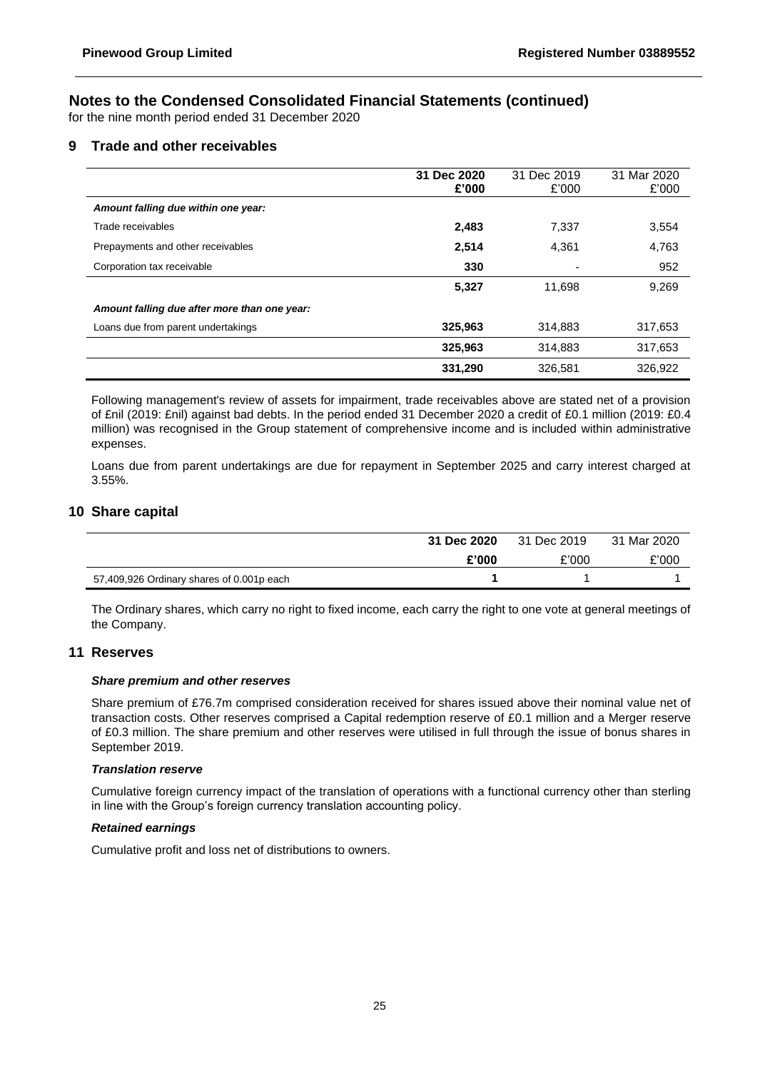## Notes to the Condensed Consolidated Financial Statements (continued)

for the nine month period ended 31 December 2020

### 9 Trade and other receivables

| | 31 Dec 2020 £'000 | 31 Dec 2019 £'000 | 31 Mar 2020 £'000 |
|---|---|---|---|
| ***Amount falling due within one year:*** | | | |
| Trade receivables | **2,483** | 7,337 | 3,554 |
| Prepayments and other receivables | **2,514** | 4,361 | 4,763 |
| Corporation tax receivable | **330** | - | 952 |
| | **5,327** | 11,698 | 9,269 |
| ***Amount falling due after more than one year:*** | | | |
| Loans due from parent undertakings | **325,963** | 314,883 | 317,653 |
| | **325,963** | 314,883 | 317,653 |
| | **331,290** | 326,581 | 326,922 |

Following management's review of assets for impairment, trade receivables above are stated net of a provision of £nil (2019: £nil) against bad debts. In the period ended 31 December 2020 a credit of £0.1 million (2019: £0.4 million) was recognised in the Group statement of comprehensive income and is included within administrative expenses.

Loans due from parent undertakings are due for repayment in September 2025 and carry interest charged at 3.55%.

### 10 Share capital

| | 31 Dec 2020 | 31 Dec 2019 | 31 Mar 2020 |
|---|---|---|---|
| | **£'000** | £'000 | £'000 |
| 57,409,926 Ordinary shares of 0.001p each | **1** | 1 | 1 |

The Ordinary shares, which carry no right to fixed income, each carry the right to one vote at general meetings of the Company.

### 11 Reserves

***Share premium and other reserves***

Share premium of £76.7m comprised consideration received for shares issued above their nominal value net of transaction costs. Other reserves comprised a Capital redemption reserve of £0.1 million and a Merger reserve of £0.3 million. The share premium and other reserves were utilised in full through the issue of bonus shares in September 2019.

***Translation reserve***

Cumulative foreign currency impact of the translation of operations with a functional currency other than sterling in line with the Group's foreign currency translation accounting policy.

***Retained earnings***

Cumulative profit and loss net of distributions to owners.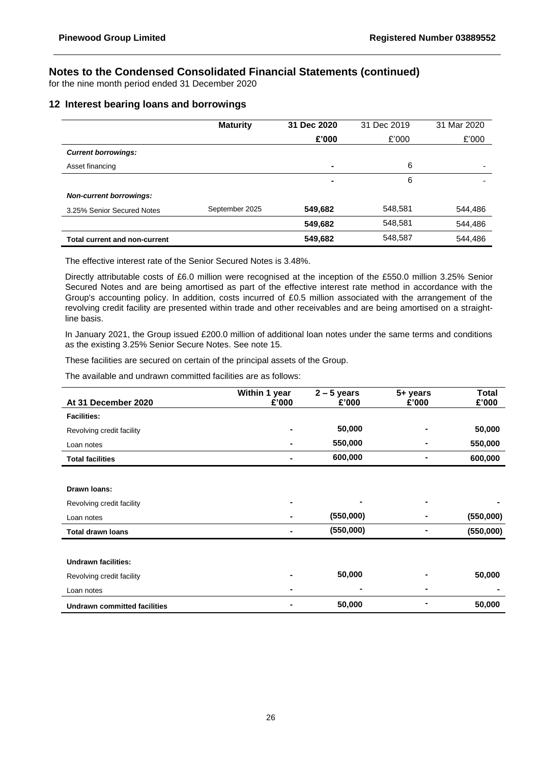## Notes to the Condensed Consolidated Financial Statements (continued)

for the nine month period ended 31 December 2020

### 12 Interest bearing loans and borrowings

| | Maturity | 31 Dec 2020 | 31 Dec 2019 | 31 Mar 2020 |
|---|---|---|---|---|
| | | £'000 | £'000 | £'000 |
| ***Current borrowings:*** | | | | |
| Asset financing | | - | 6 | - |
| | | - | 6 | - |
| ***Non-current borrowings:*** | | | | |
| 3.25% Senior Secured Notes | September 2025 | 549,682 | 548,581 | 544,486 |
| | | 549,682 | 548,581 | 544,486 |
| **Total current and non-current** | | 549,682 | 548,587 | 544,486 |

The effective interest rate of the Senior Secured Notes is 3.48%.

Directly attributable costs of £6.0 million were recognised at the inception of the £550.0 million 3.25% Senior Secured Notes and are being amortised as part of the effective interest rate method in accordance with the Group's accounting policy. In addition, costs incurred of £0.5 million associated with the arrangement of the revolving credit facility are presented within trade and other receivables and are being amortised on a straight-line basis.

In January 2021, the Group issued £200.0 million of additional loan notes under the same terms and conditions as the existing 3.25% Senior Secure Notes. See note 15.

These facilities are secured on certain of the principal assets of the Group.

The available and undrawn committed facilities are as follows:

| At 31 December 2020 | Within 1 year £'000 | 2 – 5 years £'000 | 5+ years £'000 | Total £'000 |
|---|---|---|---|---|
| **Facilities:** | | | | |
| Revolving credit facility | - | 50,000 | - | 50,000 |
| Loan notes | - | 550,000 | - | 550,000 |
| **Total facilities** | - | 600,000 | - | 600,000 |
| | | | | |
| **Drawn loans:** | | | | |
| Revolving credit facility | - | - | - | - |
| Loan notes | - | (550,000) | - | (550,000) |
| **Total drawn loans** | - | (550,000) | - | (550,000) |
| | | | | |
| **Undrawn facilities:** | | | | |
| Revolving credit facility | - | 50,000 | - | 50,000 |
| Loan notes | - | - | - | - |
| **Undrawn committed facilities** | - | 50,000 | - | 50,000 |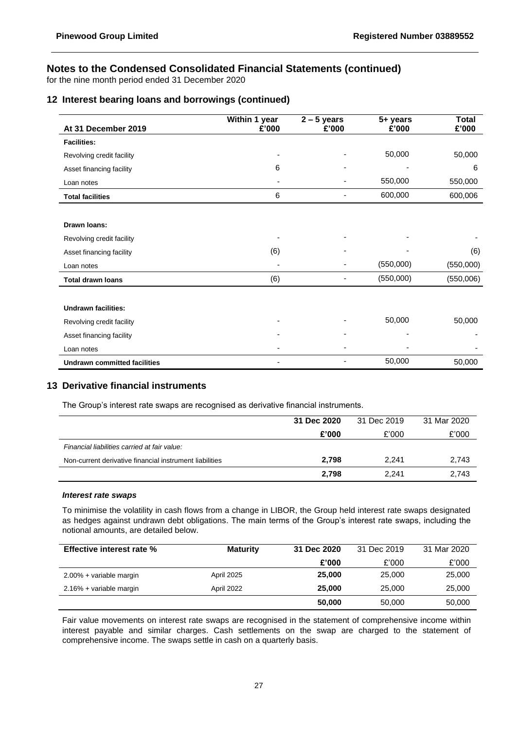## Notes to the Condensed Consolidated Financial Statements (continued)

for the nine month period ended 31 December 2020

### 12 Interest bearing loans and borrowings (continued)

| At 31 December 2019 | Within 1 year £'000 | 2 – 5 years £'000 | 5+ years £'000 | Total £'000 |
|---|---|---|---|---|
| **Facilities:** | | | | |
| Revolving credit facility | - | - | 50,000 | 50,000 |
| Asset financing facility | 6 | - | - | 6 |
| Loan notes | - | - | 550,000 | 550,000 |
| **Total facilities** | 6 | - | 600,000 | 600,006 |
| | | | | |
| **Drawn loans:** | | | | |
| Revolving credit facility | - | - | - | - |
| Asset financing facility | (6) | - | - | (6) |
| Loan notes | - | - | (550,000) | (550,000) |
| **Total drawn loans** | (6) | - | (550,000) | (550,006) |
| | | | | |
| **Undrawn facilities:** | | | | |
| Revolving credit facility | - | - | 50,000 | 50,000 |
| Asset financing facility | - | - | - | - |
| Loan notes | - | - | - | - |
| **Undrawn committed facilities** | - | - | 50,000 | 50,000 |

### 13 Derivative financial instruments

The Group's interest rate swaps are recognised as derivative financial instruments.

| | **31 Dec 2020** | 31 Dec 2019 | 31 Mar 2020 |
|---|---|---|---|
| | **£'000** | £'000 | £'000 |
| *Financial liabilities carried at fair value:* | | | |
| Non-current derivative financial instrument liabilities | **2,798** | 2,241 | 2,743 |
| | **2,798** | 2,241 | 2,743 |

***Interest rate swaps***

To minimise the volatility in cash flows from a change in LIBOR, the Group held interest rate swaps designated as hedges against undrawn debt obligations. The main terms of the Group's interest rate swaps, including the notional amounts, are detailed below.

| **Effective interest rate %** | **Maturity** | **31 Dec 2020** | 31 Dec 2019 | 31 Mar 2020 |
|---|---|---|---|---|
| | | **£'000** | £'000 | £'000 |
| 2.00% + variable margin | April 2025 | **25,000** | 25,000 | 25,000 |
| 2.16% + variable margin | April 2022 | **25,000** | 25,000 | 25,000 |
| | | **50,000** | 50,000 | 50,000 |

Fair value movements on interest rate swaps are recognised in the statement of comprehensive income within interest payable and similar charges. Cash settlements on the swap are charged to the statement of comprehensive income. The swaps settle in cash on a quarterly basis.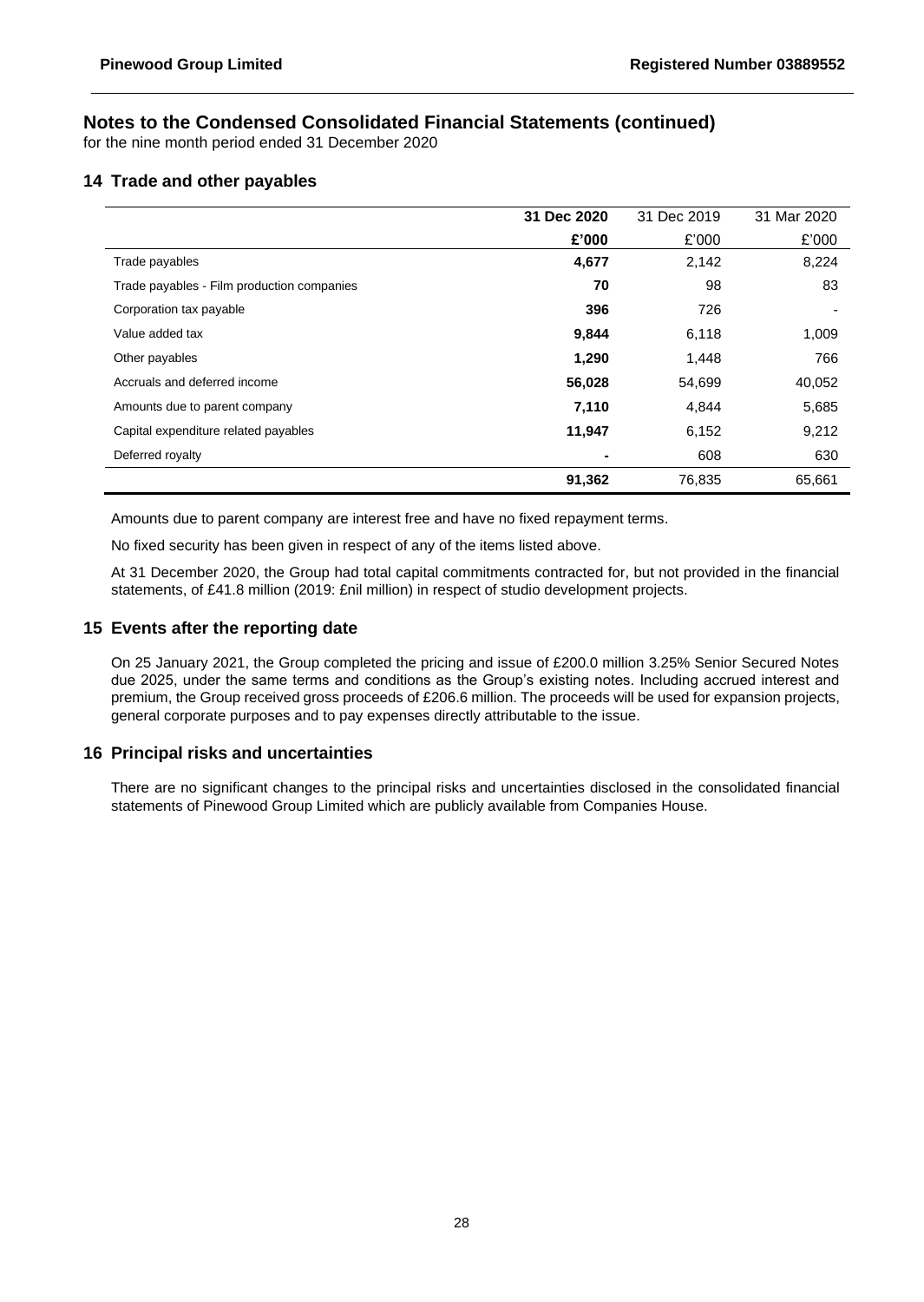## Notes to the Condensed Consolidated Financial Statements (continued)

for the nine month period ended 31 December 2020

### 14 Trade and other payables

| | **31 Dec 2020** | 31 Dec 2019 | 31 Mar 2020 |
|---|---|---|---|
| | **£'000** | £'000 | £'000 |
| Trade payables | **4,677** | 2,142 | 8,224 |
| Trade payables - Film production companies | **70** | 98 | 83 |
| Corporation tax payable | **396** | 726 | - |
| Value added tax | **9,844** | 6,118 | 1,009 |
| Other payables | **1,290** | 1,448 | 766 |
| Accruals and deferred income | **56,028** | 54,699 | 40,052 |
| Amounts due to parent company | **7,110** | 4,844 | 5,685 |
| Capital expenditure related payables | **11,947** | 6,152 | 9,212 |
| Deferred royalty | **-** | 608 | 630 |
| | **91,362** | 76,835 | 65,661 |

Amounts due to parent company are interest free and have no fixed repayment terms.

No fixed security has been given in respect of any of the items listed above.

At 31 December 2020, the Group had total capital commitments contracted for, but not provided in the financial statements, of £41.8 million (2019: £nil million) in respect of studio development projects.

### 15 Events after the reporting date

On 25 January 2021, the Group completed the pricing and issue of £200.0 million 3.25% Senior Secured Notes due 2025, under the same terms and conditions as the Group's existing notes. Including accrued interest and premium, the Group received gross proceeds of £206.6 million. The proceeds will be used for expansion projects, general corporate purposes and to pay expenses directly attributable to the issue.

### 16 Principal risks and uncertainties

There are no significant changes to the principal risks and uncertainties disclosed in the consolidated financial statements of Pinewood Group Limited which are publicly available from Companies House.